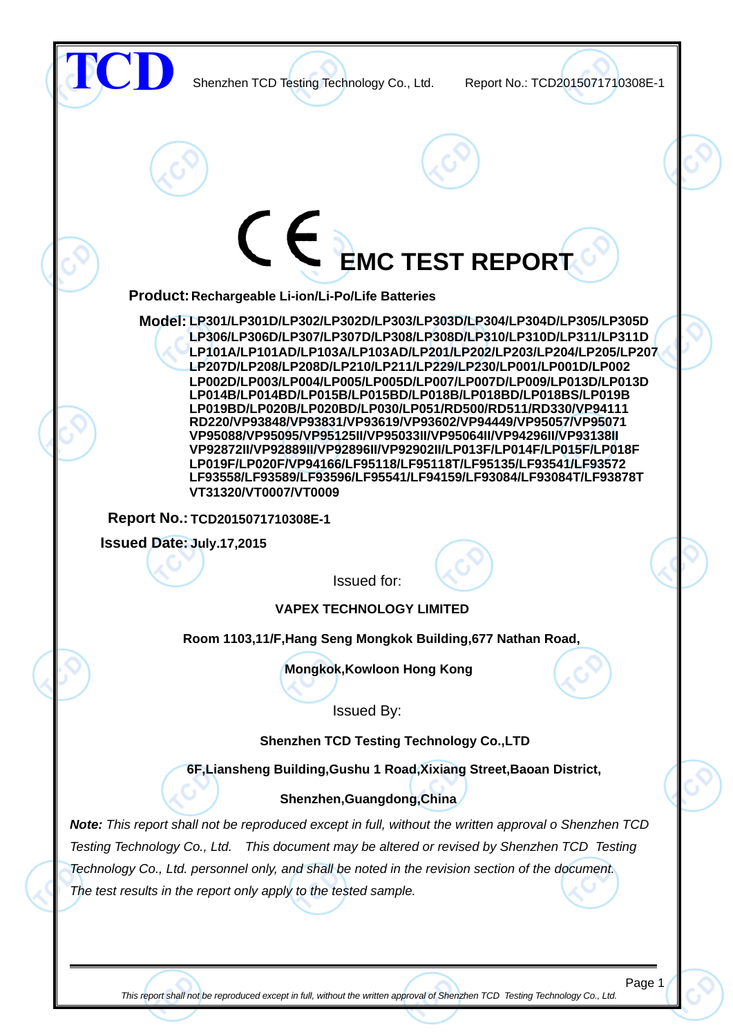# CE EMC TEST REPORT

**Product:** **Rechargeable Li-ion/Li-Po/Life Batteries**

**Model:** **LP301/LP301D/LP302/LP302D/LP303/LP303D/LP304/LP304D/LP305/LP305D LP306/LP306D/LP307/LP307D/LP308/LP308D/LP310/LP310D/LP311/LP311D LP101A/LP101AD/LP103A/LP103AD/LP201/LP202/LP203/LP204/LP205/LP207 LP207D/LP208/LP208D/LP210/LP211/LP229/LP230/LP001/LP001D/LP002 LP002D/LP003/LP004/LP005/LP005D/LP007/LP007D/LP009/LP013D/LP013D LP014B/LP014BD/LP015B/LP015BD/LP018B/LP018BD/LP018BS/LP019B LP019BD/LP020B/LP020BD/LP030/LP051/RD500/RD511/RD330/VP94111 RD220/VP93848/VP93831/VP93619/VP93602/VP94449/VP95057/VP95071 VP95088/VP95095/VP95125II/VP95033II/VP95064II/VP94296II/VP93138II VP92872II/VP92889II/VP92896II/VP92902II/LP013F/LP014F/LP015F/LP018F LP019F/LP020F/VP94166/LF95118/LF95118T/LF95135/LF93541/LF93572 LF93558/LF93589/LF93596/LF95541/LF94159/LF93084/LF93084T/LF93878T VT31320/VT0007/VT0009**

**Report No.:** **TCD2015071710308E-1**

**Issued Date:** **July.17,2015**

Issued for:

**VAPEX TECHNOLOGY LIMITED**

**Room 1103,11/F,Hang Seng Mongkok Building,677 Nathan Road,**

**Mongkok,Kowloon Hong Kong**

Issued By:

**Shenzhen TCD Testing Technology Co.,LTD**

**6F,Liansheng Building,Gushu 1 Road,Xixiang Street,Baoan District,**

**Shenzhen,Guangdong,China**

***Note:*** *This report shall not be reproduced except in full, without the written approval o Shenzhen TCD Testing Technology Co., Ltd. This document may be altered or revised by Shenzhen TCD Testing Technology Co., Ltd. personnel only, and shall be noted in the revision section of the document. The test results in the report only apply to the tested sample.*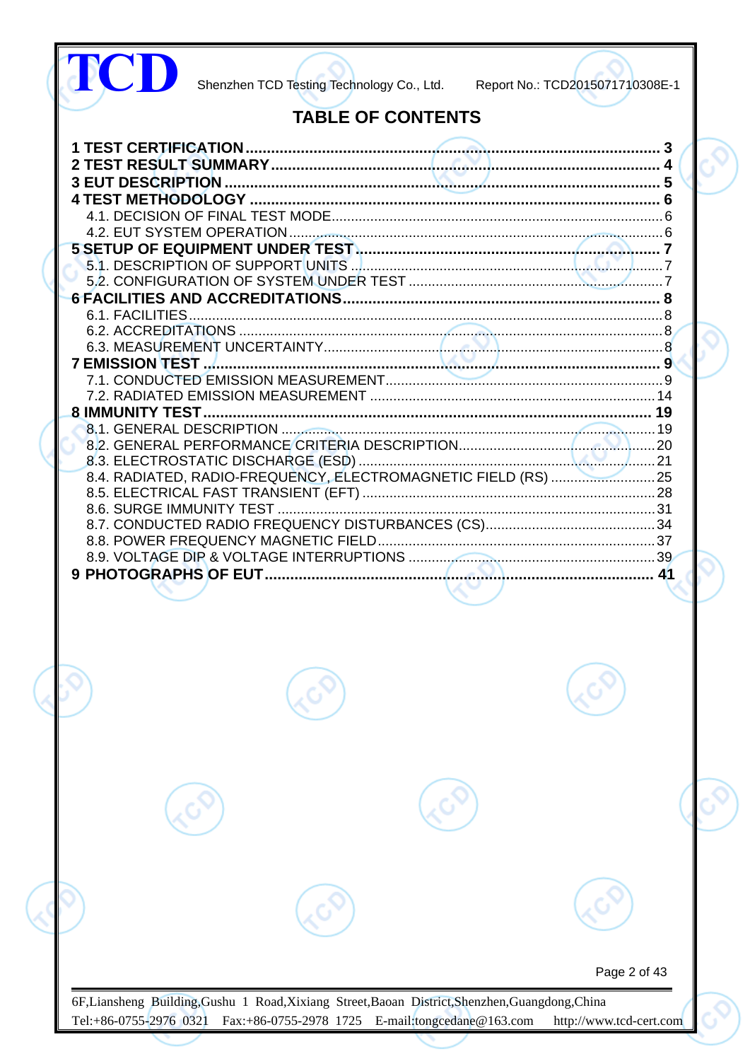# TABLE OF CONTENTS

**1 TEST CERTIFICATION** ........ **3**

**2 TEST RESULT SUMMARY** ........ **4**

**3 EUT DESCRIPTION** ........ **5**

**4 TEST METHODOLOGY** ........ **6**

- 4.1. DECISION OF FINAL TEST MODE ........ 6
- 4.2. EUT SYSTEM OPERATION ........ 6

**5 SETUP OF EQUIPMENT UNDER TEST** ........ **7**

- 5.1. DESCRIPTION OF SUPPORT UNITS ........ 7
- 5.2. CONFIGURATION OF SYSTEM UNDER TEST ........ 7

**6 FACILITIES AND ACCREDITATIONS** ........ **8**

- 6.1. FACILITIES ........ 8
- 6.2. ACCREDITATIONS ........ 8
- 6.3. MEASUREMENT UNCERTAINTY ........ 8

**7 EMISSION TEST** ........ **9**

- 7.1. CONDUCTED EMISSION MEASUREMENT ........ 9
- 7.2. RADIATED EMISSION MEASUREMENT ........ 14

**8 IMMUNITY TEST** ........ **19**

- 8.1. GENERAL DESCRIPTION ........ 19
- 8.2. GENERAL PERFORMANCE CRITERIA DESCRIPTION ........ 20
- 8.3. ELECTROSTATIC DISCHARGE (ESD) ........ 21
- 8.4. RADIATED, RADIO-FREQUENCY, ELECTROMAGNETIC FIELD (RS) ........ 25
- 8.5. ELECTRICAL FAST TRANSIENT (EFT) ........ 28
- 8.6. SURGE IMMUNITY TEST ........ 31
- 8.7. CONDUCTED RADIO FREQUENCY DISTURBANCES (CS) ........ 34
- 8.8. POWER FREQUENCY MAGNETIC FIELD ........ 37
- 8.9. VOLTAGE DIP & VOLTAGE INTERRUPTIONS ........ 39

**9 PHOTOGRAPHS OF EUT** ........ **41**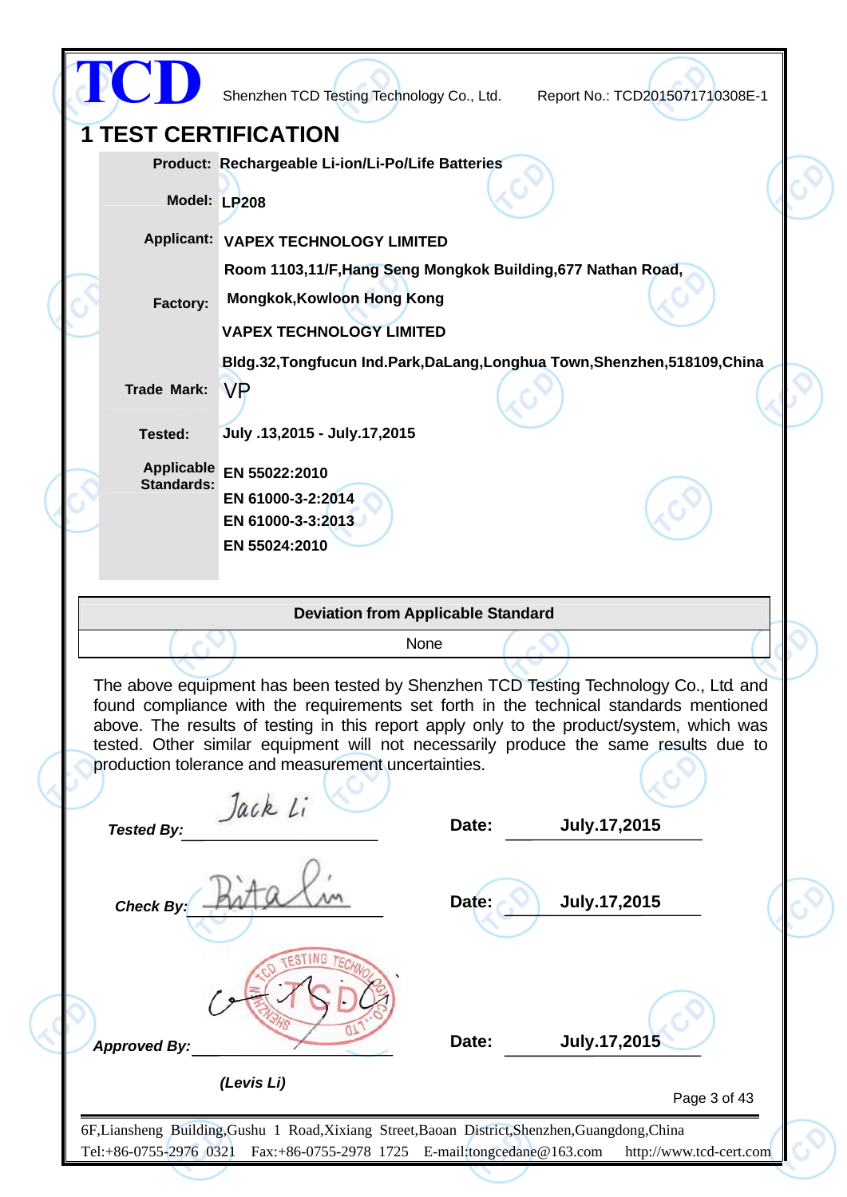# 1 TEST CERTIFICATION

| | |
|---|---|
| **Product:** | **Rechargeable Li-ion/Li-Po/Life Batteries** |
| **Model:** | **LP208** |
| **Applicant:** | **VAPEX TECHNOLOGY LIMITED** |
| | **Room 1103,11/F,Hang Seng Mongkok Building,677 Nathan Road, Mongkok,Kowloon Hong Kong** |
| **Factory:** | **VAPEX TECHNOLOGY LIMITED** |
| | **Bldg.32,Tongfucun Ind.Park,DaLang,Longhua Town,Shenzhen,518109,China** |
| **Trade Mark:** | VP |
| **Tested:** | **July .13,2015 - July.17,2015** |
| **Applicable Standards:** | **EN 55022:2010** |
| | **EN 61000-3-2:2014** |
| | **EN 61000-3-3:2013** |
| | **EN 55024:2010** |

| **Deviation from Applicable Standard** |
|---|
| None |

The above equipment has been tested by Shenzhen TCD Testing Technology Co., Ltd. and found compliance with the requirements set forth in the technical standards mentioned above. The results of testing in this report apply only to the product/system, which was tested. Other similar equipment will not necessarily produce the same results due to production tolerance and measurement uncertainties.

***Tested By:*** Jack Li **Date:** **July.17,2015**

***Check By:*** Rita Lin **Date:** **July.17,2015**

***Approved By:*** **Date:** **July.17,2015**

***(Levis Li)***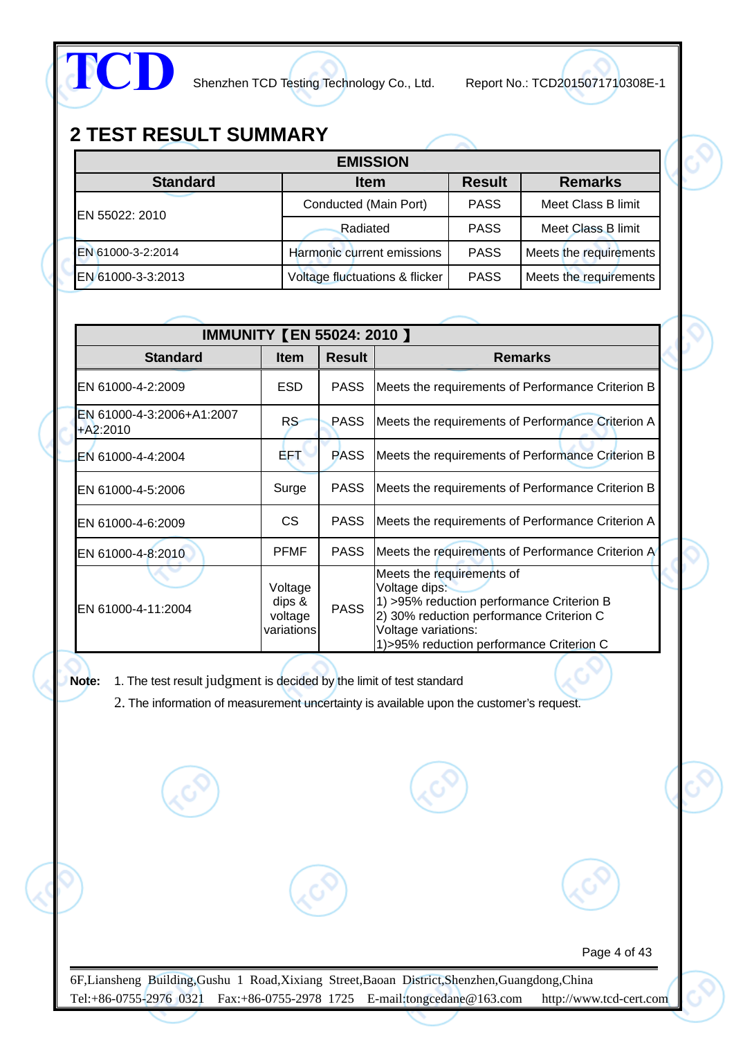## 2 TEST RESULT SUMMARY

| EMISSION | | | |
|---|---|---|---|
| **Standard** | **Item** | **Result** | **Remarks** |
| EN 55022: 2010 | Conducted (Main Port) | PASS | Meet Class B limit |
| | Radiated | PASS | Meet Class B limit |
| EN 61000-3-2:2014 | Harmonic current emissions | PASS | Meets the requirements |
| EN 61000-3-3:2013 | Voltage fluctuations & flicker | PASS | Meets the requirements |

| IMMUNITY【EN 55024: 2010 】 | | | |
|---|---|---|---|
| **Standard** | **Item** | **Result** | **Remarks** |
| EN 61000-4-2:2009 | ESD | PASS | Meets the requirements of Performance Criterion B |
| EN 61000-4-3:2006+A1:2007 +A2:2010 | RS | PASS | Meets the requirements of Performance Criterion A |
| EN 61000-4-4:2004 | EFT | PASS | Meets the requirements of Performance Criterion B |
| EN 61000-4-5:2006 | Surge | PASS | Meets the requirements of Performance Criterion B |
| EN 61000-4-6:2009 | CS | PASS | Meets the requirements of Performance Criterion A |
| EN 61000-4-8:2010 | PFMF | PASS | Meets the requirements of Performance Criterion A |
| EN 61000-4-11:2004 | Voltage dips & voltage variations | PASS | Meets the requirements of Voltage dips: 1) >95% reduction performance Criterion B 2) 30% reduction performance Criterion C Voltage variations: 1)>95% reduction performance Criterion C |

**Note:** 1. The test result judgment is decided by the limit of test standard

2. The information of measurement uncertainty is available upon the customer's request.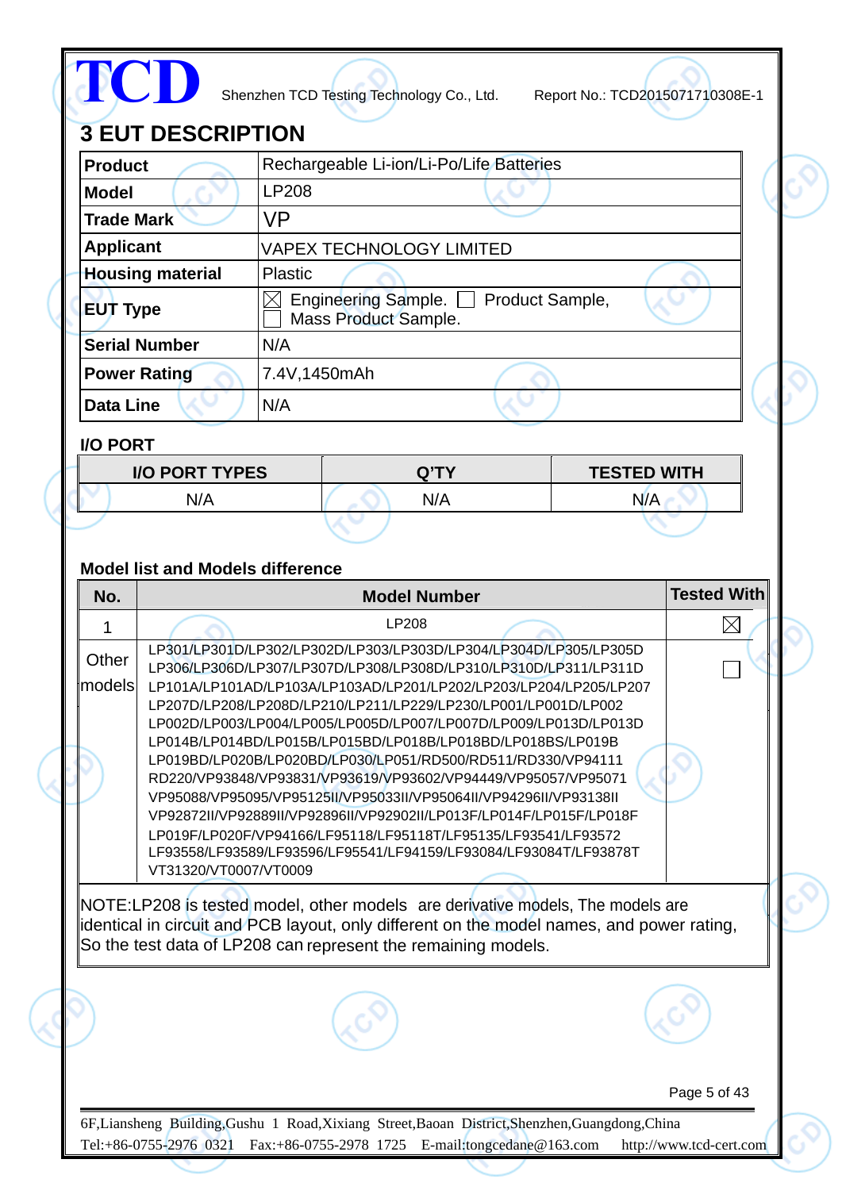# 3 EUT DESCRIPTION

| **Product** | Rechargeable Li-ion/Li-Po/Life Batteries |
|---|---|
| **Model** | LP208 |
| **Trade Mark** | VP |
| **Applicant** | VAPEX TECHNOLOGY LIMITED |
| **Housing material** | Plastic |
| **EUT Type** | ☒ Engineering Sample. ☐ Product Sample, ☐ Mass Product Sample. |
| **Serial Number** | N/A |
| **Power Rating** | 7.4V,1450mAh |
| **Data Line** | N/A |

**I/O PORT**

| I/O PORT TYPES | Q'TY | TESTED WITH |
|---|---|---|
| N/A | N/A | N/A |

**Model list and Models difference**

| No. | Model Number | Tested With |
|---|---|---|
| 1 | LP208 | ☒ |
| Other models | LP301/LP301D/LP302/LP302D/LP303/LP303D/LP304/LP304D/LP305/LP305D LP306/LP306D/LP307/LP307D/LP308/LP308D/LP310/LP310D/LP311/LP311D LP101A/LP101AD/LP103A/LP103AD/LP201/LP202/LP203/LP204/LP205/LP207 LP207D/LP208/LP208D/LP210/LP211/LP229/LP230/LP001/LP001D/LP002 LP002D/LP003/LP004/LP005/LP005D/LP007/LP007D/LP009/LP013D/LP013D LP014B/LP014BD/LP015B/LP015BD/LP018B/LP018BD/LP018BS/LP019B LP019BD/LP020B/LP020BD/LP030/LP051/RD500/RD511/RD330/VP94111 RD220/VP93848/VP93831/VP93619/VP93602/VP94449/VP95057/VP95071 VP95088/VP95095/VP95125II/VP95033II/VP95064II/VP94296II/VP93138II VP92872II/VP92889II/VP92896II/VP92902II/LP013F/LP014F/LP015F/LP018F LP019F/LP020F/VP94166/LF95118/LF95118T/LF95135/LF93541/LF93572 LF93558/LF93589/LF93596/LF95541/LF94159/LF93084/LF93084T/LF93878T VT31320/VT0007/VT0009 | ☐ |

NOTE:LP208 is tested model, other models are derivative models, The models are identical in circuit and PCB layout, only different on the model names, and power rating, So the test data of LP208 can represent the remaining models.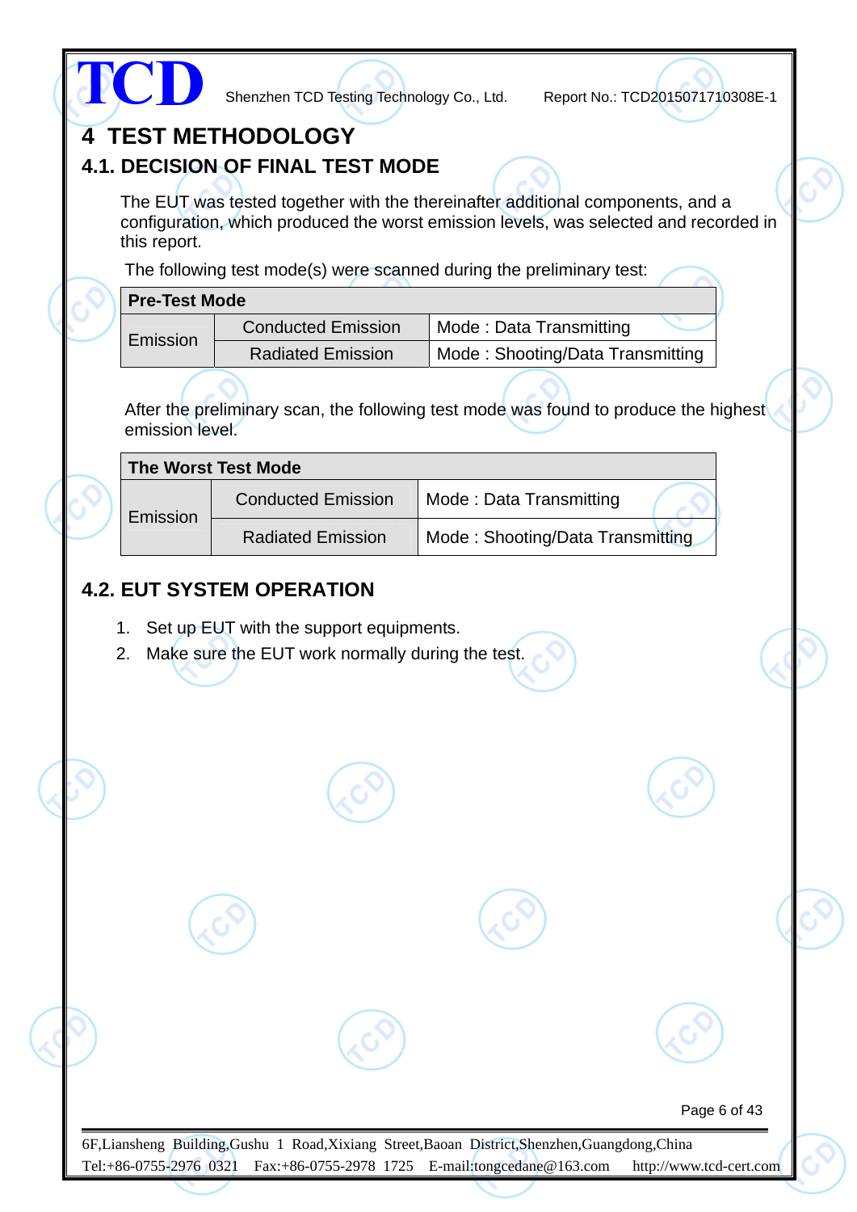# 4 TEST METHODOLOGY

## 4.1. DECISION OF FINAL TEST MODE

The EUT was tested together with the thereinafter additional components, and a configuration, which produced the worst emission levels, was selected and recorded in this report.

The following test mode(s) were scanned during the preliminary test:

| Pre-Test Mode | | |
|---|---|---|
| Emission | Conducted Emission | Mode : Data Transmitting |
| | Radiated Emission | Mode : Shooting/Data Transmitting |

After the preliminary scan, the following test mode was found to produce the highest emission level.

| The Worst Test Mode | | |
|---|---|---|
| Emission | Conducted Emission | Mode : Data Transmitting |
| | Radiated Emission | Mode : Shooting/Data Transmitting |

## 4.2. EUT SYSTEM OPERATION

1. Set up EUT with the support equipments.
2. Make sure the EUT work normally during the test.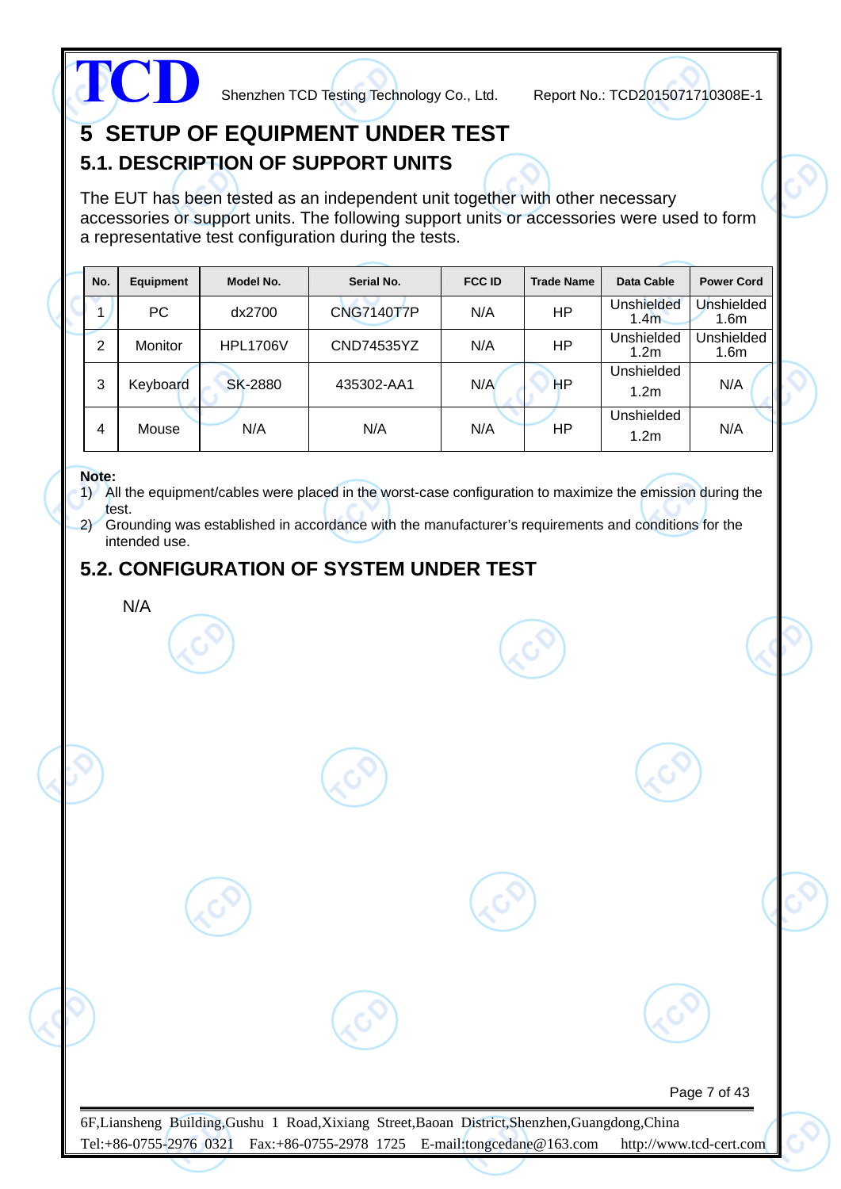# 5 SETUP OF EQUIPMENT UNDER TEST

## 5.1. DESCRIPTION OF SUPPORT UNITS

The EUT has been tested as an independent unit together with other necessary accessories or support units. The following support units or accessories were used to form a representative test configuration during the tests.

| No. | Equipment | Model No. | Serial No. | FCC ID | Trade Name | Data Cable | Power Cord |
|---|---|---|---|---|---|---|---|
| 1 | PC | dx2700 | CNG7140T7P | N/A | HP | Unshielded 1.4m | Unshielded 1.6m |
| 2 | Monitor | HPL1706V | CND74535YZ | N/A | HP | Unshielded 1.2m | Unshielded 1.6m |
| 3 | Keyboard | SK-2880 | 435302-AA1 | N/A | HP | Unshielded 1.2m | N/A |
| 4 | Mouse | N/A | N/A | N/A | HP | Unshielded 1.2m | N/A |

**Note:**

1) All the equipment/cables were placed in the worst-case configuration to maximize the emission during the test.
2) Grounding was established in accordance with the manufacturer's requirements and conditions for the intended use.

## 5.2. CONFIGURATION OF SYSTEM UNDER TEST

N/A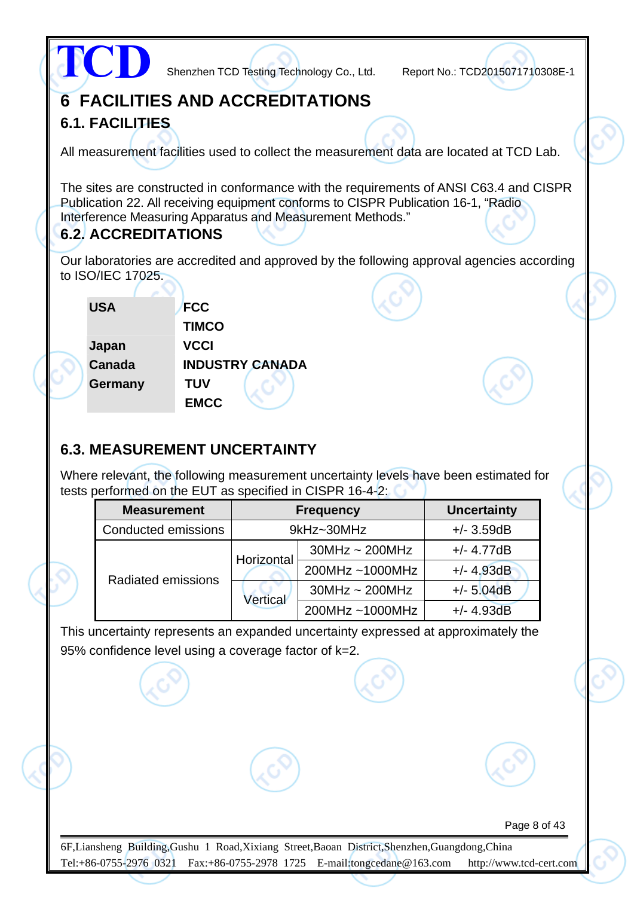# 6 FACILITIES AND ACCREDITATIONS

## 6.1. FACILITIES

All measurement facilities used to collect the measurement data are located at TCD Lab.

The sites are constructed in conformance with the requirements of ANSI C63.4 and CISPR Publication 22. All receiving equipment conforms to CISPR Publication 16-1, “Radio Interference Measuring Apparatus and Measurement Methods.”

## 6.2. ACCREDITATIONS

Our laboratories are accredited and approved by the following approval agencies according to ISO/IEC 17025.

| | |
|---|---|
| **USA** | **FCC** |
| | **TIMCO** |
| **Japan** | **VCCI** |
| **Canada** | **INDUSTRY CANADA** |
| **Germany** | **TUV** |
| | **EMCC** |

## 6.3. MEASUREMENT UNCERTAINTY

Where relevant, the following measurement uncertainty levels have been estimated for tests performed on the EUT as specified in CISPR 16-4-2:

| Measurement | Frequency | | Uncertainty |
|---|---|---|---|
| Conducted emissions | 9kHz~30MHz | | +/- 3.59dB |
| Radiated emissions | Horizontal | 30MHz ~ 200MHz | +/- 4.77dB |
| | | 200MHz ~1000MHz | +/- 4.93dB |
| | Vertical | 30MHz ~ 200MHz | +/- 5.04dB |
| | | 200MHz ~1000MHz | +/- 4.93dB |

This uncertainty represents an expanded uncertainty expressed at approximately the 95% confidence level using a coverage factor of k=2.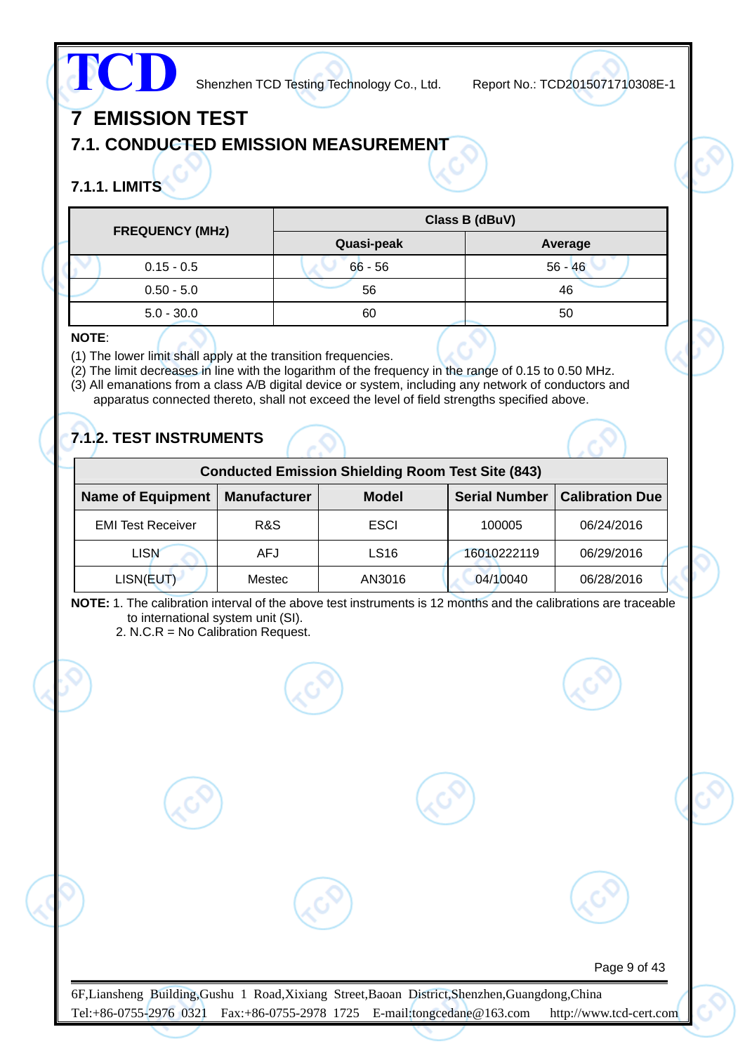# 7 EMISSION TEST

## 7.1. CONDUCTED EMISSION MEASUREMENT

### 7.1.1. LIMITS

| FREQUENCY (MHz) | Class B (dBuV) | |
|---|---|---|
| | Quasi-peak | Average |
| 0.15 - 0.5 | 66 - 56 | 56 - 46 |
| 0.50 - 5.0 | 56 | 46 |
| 5.0 - 30.0 | 60 | 50 |

**NOTE**:

(1) The lower limit shall apply at the transition frequencies.
(2) The limit decreases in line with the logarithm of the frequency in the range of 0.15 to 0.50 MHz.
(3) All emanations from a class A/B digital device or system, including any network of conductors and apparatus connected thereto, shall not exceed the level of field strengths specified above.

### 7.1.2. TEST INSTRUMENTS

| Conducted Emission Shielding Room Test Site (843) | | | | |
|---|---|---|---|---|
| **Name of Equipment** | **Manufacturer** | **Model** | **Serial Number** | **Calibration Due** |
| EMI Test Receiver | R&S | ESCI | 100005 | 06/24/2016 |
| LISN | AFJ | LS16 | 16010222119 | 06/29/2016 |
| LISN(EUT) | Mestec | AN3016 | 04/10040 | 06/28/2016 |

**NOTE:** 1. The calibration interval of the above test instruments is 12 months and the calibrations are traceable to international system unit (SI).
2. N.C.R = No Calibration Request.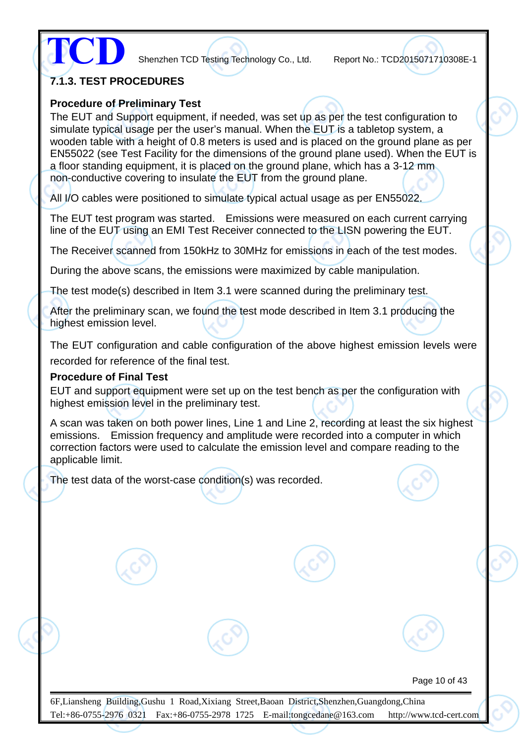### 7.1.3. TEST PROCEDURES

**Procedure of Preliminary Test**

The EUT and Support equipment, if needed, was set up as per the test configuration to simulate typical usage per the user's manual. When the EUT is a tabletop system, a wooden table with a height of 0.8 meters is used and is placed on the ground plane as per EN55022 (see Test Facility for the dimensions of the ground plane used). When the EUT is a floor standing equipment, it is placed on the ground plane, which has a 3-12 mm non-conductive covering to insulate the EUT from the ground plane.

All I/O cables were positioned to simulate typical actual usage as per EN55022.

The EUT test program was started. Emissions were measured on each current carrying line of the EUT using an EMI Test Receiver connected to the LISN powering the EUT.

The Receiver scanned from 150kHz to 30MHz for emissions in each of the test modes.

During the above scans, the emissions were maximized by cable manipulation.

The test mode(s) described in Item 3.1 were scanned during the preliminary test.

After the preliminary scan, we found the test mode described in Item 3.1 producing the highest emission level.

The EUT configuration and cable configuration of the above highest emission levels were recorded for reference of the final test.

**Procedure of Final Test**

EUT and support equipment were set up on the test bench as per the configuration with highest emission level in the preliminary test.

A scan was taken on both power lines, Line 1 and Line 2, recording at least the six highest emissions. Emission frequency and amplitude were recorded into a computer in which correction factors were used to calculate the emission level and compare reading to the applicable limit.

The test data of the worst-case condition(s) was recorded.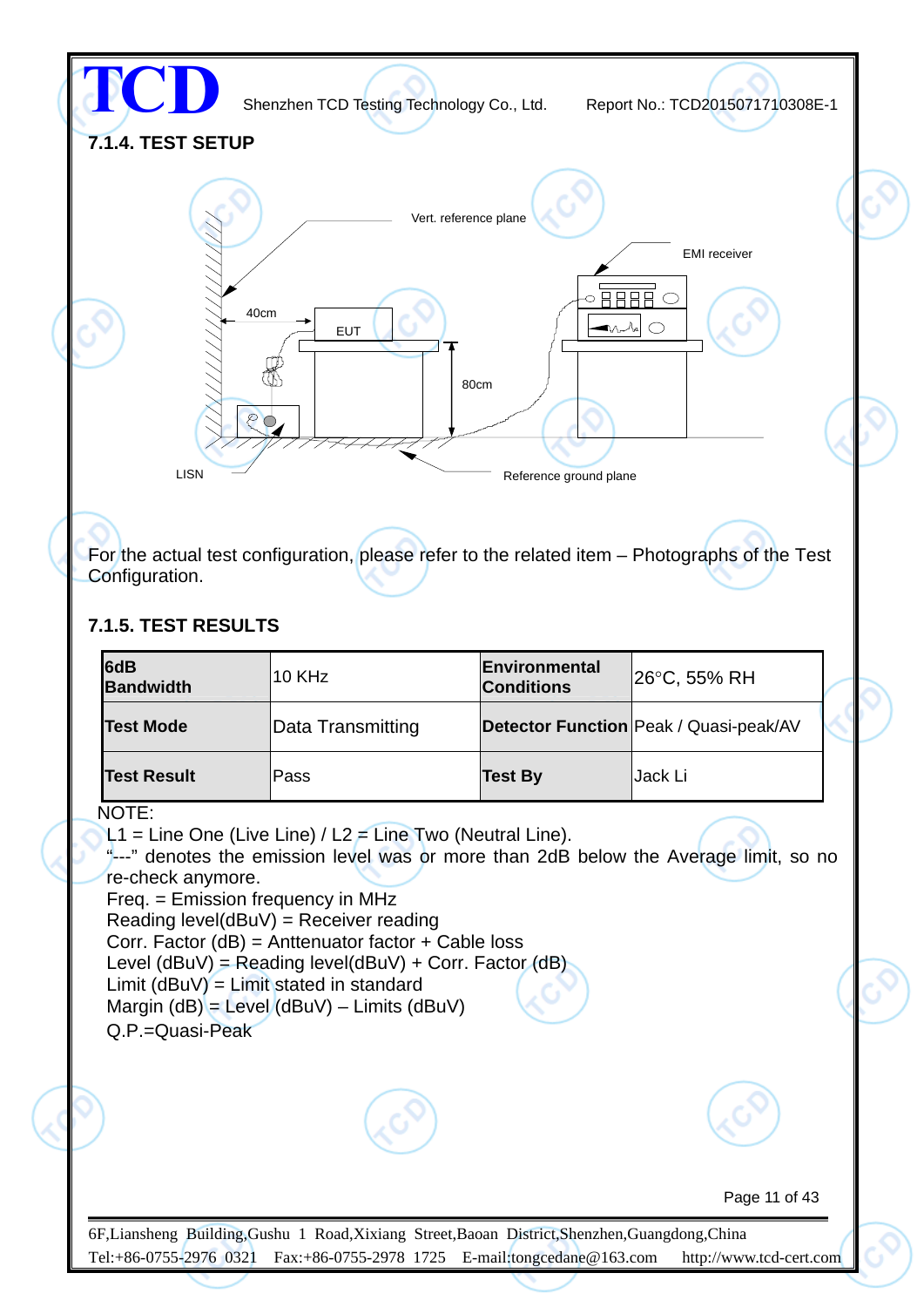### 7.1.4. TEST SETUP

Vert. reference plane

EMI receiver

40cm

EUT

80cm

LISN

Reference ground plane

For the actual test configuration, please refer to the related item – Photographs of the Test Configuration.

### 7.1.5. TEST RESULTS

| 6dB Bandwidth | 10 KHz | Environmental Conditions | 26°C, 55% RH |
|---|---|---|---|
| Test Mode | Data Transmitting | Detector Function | Peak / Quasi-peak/AV |
| Test Result | Pass | Test By | Jack Li |

NOTE:

L1 = Line One (Live Line) / L2 = Line Two (Neutral Line).
"---" denotes the emission level was or more than 2dB below the Average limit, so no re-check anymore.
Freq. = Emission frequency in MHz
Reading level(dBuV) = Receiver reading
Corr. Factor (dB) = Anttenuator factor + Cable loss
Level (dBuV) = Reading level(dBuV) + Corr. Factor (dB)
Limit (dBuV) = Limit stated in standard
Margin (dB) = Level (dBuV) – Limits (dBuV)
Q.P.=Quasi-Peak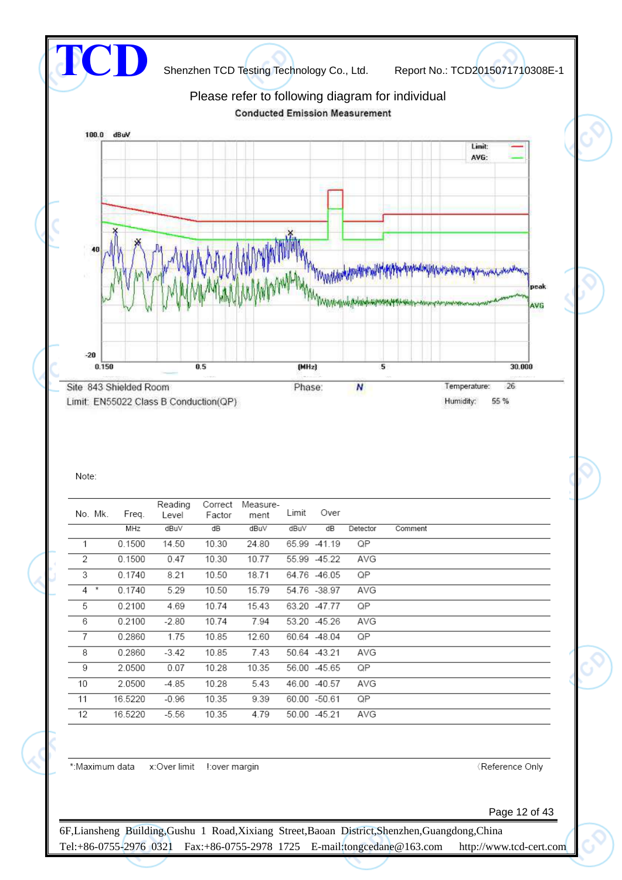Please refer to following diagram for individual

**Conducted Emission Measurement**

Site 843 Shielded Room | Phase: **N** | Temperature: 26

Limit: EN55022 Class B Conduction(QP) | Humidity: 55 %

Note:

| No. | Mk. | Freq. | Reading Level | Correct Factor | Measure-ment | Limit | Over | Detector | Comment |
|---|---|---|---|---|---|---|---|---|---|
| | | MHz | dBuV | dB | dBuV | dBuV | dB | Detector | Comment |
| 1 | | 0.1500 | 14.50 | 10.30 | 24.80 | 65.99 | -41.19 | QP | |
| 2 | | 0.1500 | 0.47 | 10.30 | 10.77 | 55.99 | -45.22 | AVG | |
| 3 | | 0.1740 | 8.21 | 10.50 | 18.71 | 64.76 | -46.05 | QP | |
| 4 | * | 0.1740 | 5.29 | 10.50 | 15.79 | 54.76 | -38.97 | AVG | |
| 5 | | 0.2100 | 4.69 | 10.74 | 15.43 | 63.20 | -47.77 | QP | |
| 6 | | 0.2100 | -2.80 | 10.74 | 7.94 | 53.20 | -45.26 | AVG | |
| 7 | | 0.2860 | 1.75 | 10.85 | 12.60 | 60.64 | -48.04 | QP | |
| 8 | | 0.2860 | -3.42 | 10.85 | 7.43 | 50.64 | -43.21 | AVG | |
| 9 | | 2.0500 | 0.07 | 10.28 | 10.35 | 56.00 | -45.65 | QP | |
| 10 | | 2.0500 | -4.85 | 10.28 | 5.43 | 46.00 | -40.57 | AVG | |
| 11 | | 16.5220 | -0.96 | 10.35 | 9.39 | 60.00 | -50.61 | QP | |
| 12 | | 16.5220 | -5.56 | 10.35 | 4.79 | 50.00 | -45.21 | AVG | |

*:Maximum data x:Over limit !:over margin (Reference Only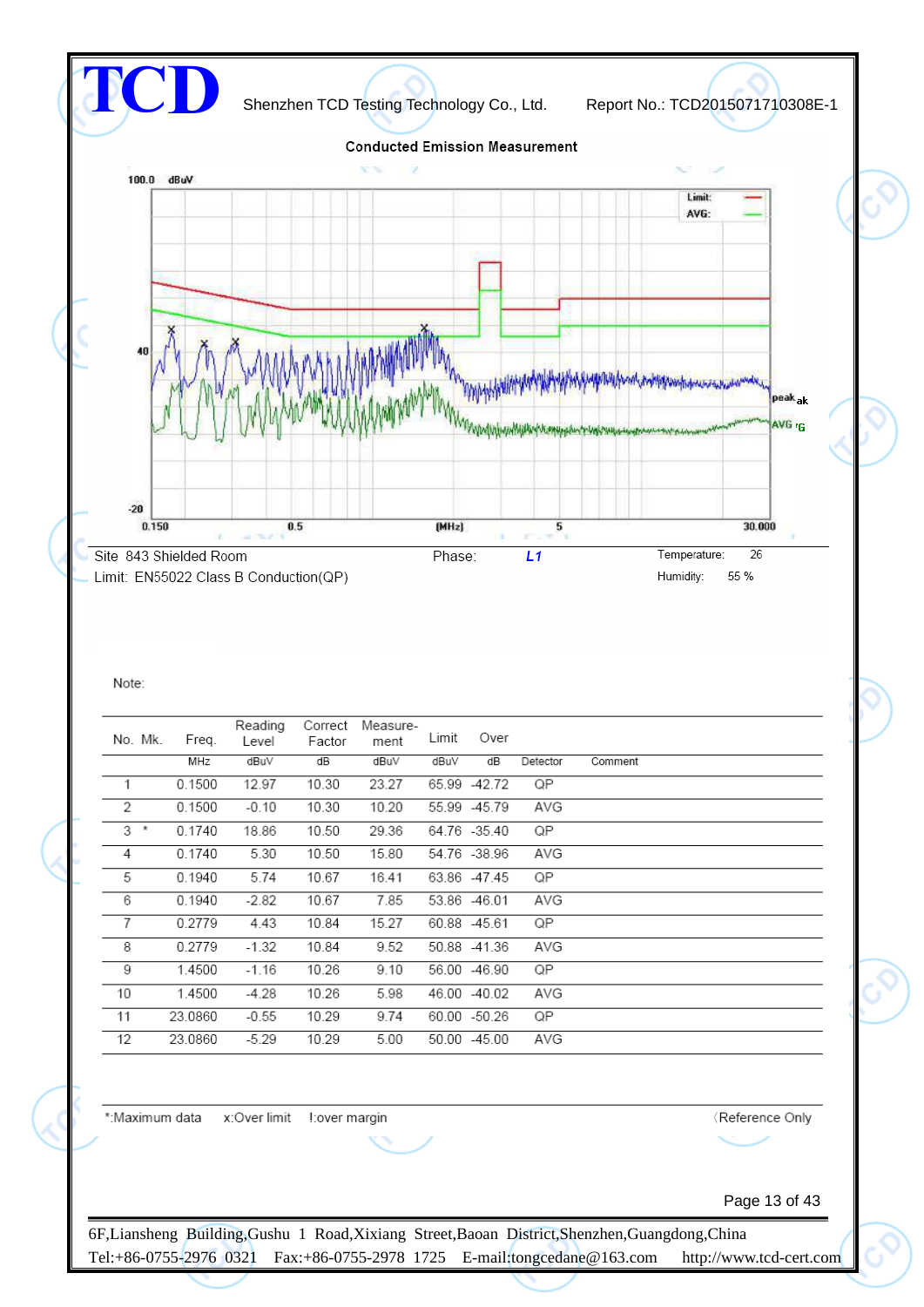## Conducted Emission Measurement

Site 843 Shielded Room | Phase: *L1* | Temperature: 26

Limit: EN55022 Class B Conduction(QP) | Humidity: 55 %

Note:

| No. | Mk. | Freq. | Reading Level | Correct Factor | Measure-ment | Limit | Over | Detector | Comment |
|---|---|---|---|---|---|---|---|---|---|
| | | MHz | dBuV | dB | dBuV | dBuV | dB | Detector | Comment |
| 1 | | 0.1500 | 12.97 | 10.30 | 23.27 | 65.99 | -42.72 | QP | |
| 2 | | 0.1500 | -0.10 | 10.30 | 10.20 | 55.99 | -45.79 | AVG | |
| 3 | * | 0.1740 | 18.86 | 10.50 | 29.36 | 64.76 | -35.40 | QP | |
| 4 | | 0.1740 | 5.30 | 10.50 | 15.80 | 54.76 | -38.96 | AVG | |
| 5 | | 0.1940 | 5.74 | 10.67 | 16.41 | 63.86 | -47.45 | QP | |
| 6 | | 0.1940 | -2.82 | 10.67 | 7.85 | 53.86 | -46.01 | AVG | |
| 7 | | 0.2779 | 4.43 | 10.84 | 15.27 | 60.88 | -45.61 | QP | |
| 8 | | 0.2779 | -1.32 | 10.84 | 9.52 | 50.88 | -41.36 | AVG | |
| 9 | | 1.4500 | -1.16 | 10.26 | 9.10 | 56.00 | -46.90 | QP | |
| 10 | | 1.4500 | -4.28 | 10.26 | 5.98 | 46.00 | -40.02 | AVG | |
| 11 | | 23.0860 | -0.55 | 10.29 | 9.74 | 60.00 | -50.26 | QP | |
| 12 | | 23.0860 | -5.29 | 10.29 | 5.00 | 50.00 | -45.00 | AVG | |

*:Maximum data x:Over limit !:over margin (Reference Only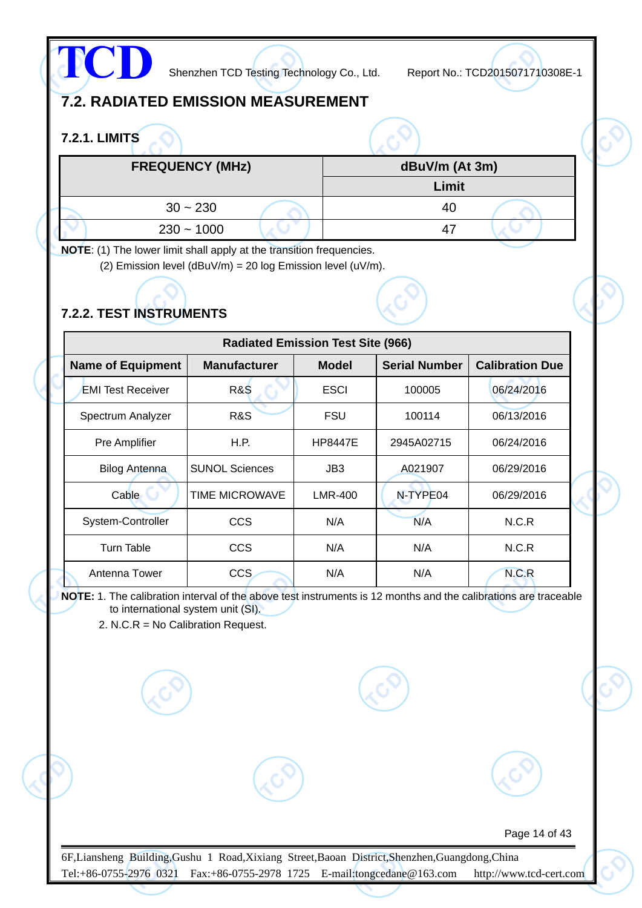## 7.2. RADIATED EMISSION MEASUREMENT

### 7.2.1. LIMITS

| FREQUENCY (MHz) | dBuV/m (At 3m) |
|---|---|
| | Limit |
| 30 ~ 230 | 40 |
| 230 ~ 1000 | 47 |

**NOTE**: (1) The lower limit shall apply at the transition frequencies.

(2) Emission level (dBuV/m) = 20 log Emission level (uV/m).

### 7.2.2. TEST INSTRUMENTS

| Radiated Emission Test Site (966) | | | | |
|---|---|---|---|---|
| **Name of Equipment** | **Manufacturer** | **Model** | **Serial Number** | **Calibration Due** |
| EMI Test Receiver | R&S | ESCI | 100005 | 06/24/2016 |
| Spectrum Analyzer | R&S | FSU | 100114 | 06/13/2016 |
| Pre Amplifier | H.P. | HP8447E | 2945A02715 | 06/24/2016 |
| Bilog Antenna | SUNOL Sciences | JB3 | A021907 | 06/29/2016 |
| Cable | TIME MICROWAVE | LMR-400 | N-TYPE04 | 06/29/2016 |
| System-Controller | CCS | N/A | N/A | N.C.R |
| Turn Table | CCS | N/A | N/A | N.C.R |
| Antenna Tower | CCS | N/A | N/A | N.C.R |

**NOTE:** 1. The calibration interval of the above test instruments is 12 months and the calibrations are traceable to international system unit (SI).

2. N.C.R = No Calibration Request.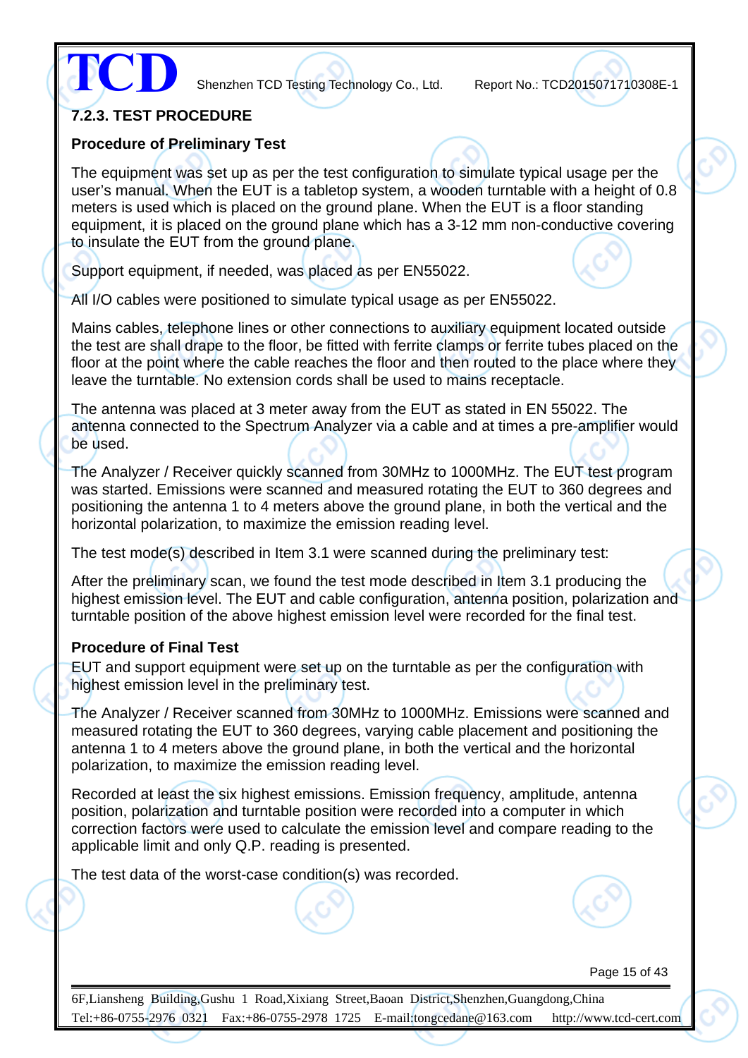### 7.2.3. TEST PROCEDURE

**Procedure of Preliminary Test**

The equipment was set up as per the test configuration to simulate typical usage per the user's manual. When the EUT is a tabletop system, a wooden turntable with a height of 0.8 meters is used which is placed on the ground plane. When the EUT is a floor standing equipment, it is placed on the ground plane which has a 3-12 mm non-conductive covering to insulate the EUT from the ground plane.

Support equipment, if needed, was placed as per EN55022.

All I/O cables were positioned to simulate typical usage as per EN55022.

Mains cables, telephone lines or other connections to auxiliary equipment located outside the test are shall drape to the floor, be fitted with ferrite clamps or ferrite tubes placed on the floor at the point where the cable reaches the floor and then routed to the place where they leave the turntable. No extension cords shall be used to mains receptacle.

The antenna was placed at 3 meter away from the EUT as stated in EN 55022. The antenna connected to the Spectrum Analyzer via a cable and at times a pre-amplifier would be used.

The Analyzer / Receiver quickly scanned from 30MHz to 1000MHz. The EUT test program was started. Emissions were scanned and measured rotating the EUT to 360 degrees and positioning the antenna 1 to 4 meters above the ground plane, in both the vertical and the horizontal polarization, to maximize the emission reading level.

The test mode(s) described in Item 3.1 were scanned during the preliminary test:

After the preliminary scan, we found the test mode described in Item 3.1 producing the highest emission level. The EUT and cable configuration, antenna position, polarization and turntable position of the above highest emission level were recorded for the final test.

**Procedure of Final Test**

EUT and support equipment were set up on the turntable as per the configuration with highest emission level in the preliminary test.

The Analyzer / Receiver scanned from 30MHz to 1000MHz. Emissions were scanned and measured rotating the EUT to 360 degrees, varying cable placement and positioning the antenna 1 to 4 meters above the ground plane, in both the vertical and the horizontal polarization, to maximize the emission reading level.

Recorded at least the six highest emissions. Emission frequency, amplitude, antenna position, polarization and turntable position were recorded into a computer in which correction factors were used to calculate the emission level and compare reading to the applicable limit and only Q.P. reading is presented.

The test data of the worst-case condition(s) was recorded.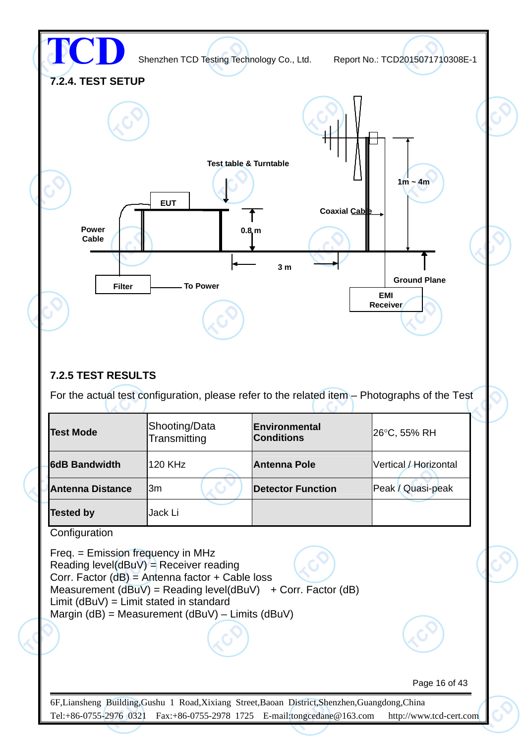### 7.2.4. TEST SETUP

Test table & Turntable

EUT

Power Cable

0.8 m

3 m

1m ~ 4m

Coaxial Cable

Ground Plane

Filter

To Power

EMI Receiver

### 7.2.5 TEST RESULTS

For the actual test configuration, please refer to the related item – Photographs of the Test

| **Test Mode** | Shooting/Data Transmitting | **Environmental Conditions** | 26°C, 55% RH |
|---|---|---|---|
| **6dB Bandwidth** | 120 KHz | **Antenna Pole** | Vertical / Horizontal |
| **Antenna Distance** | 3m | **Detector Function** | Peak / Quasi-peak |
| **Tested by** | Jack Li | | |

Configuration

Freq. = Emission frequency in MHz
Reading level(dBuV) = Receiver reading
Corr. Factor (dB) = Antenna factor + Cable loss
Measurement (dBuV) = Reading level(dBuV) + Corr. Factor (dB)
Limit (dBuV) = Limit stated in standard
Margin (dB) = Measurement (dBuV) – Limits (dBuV)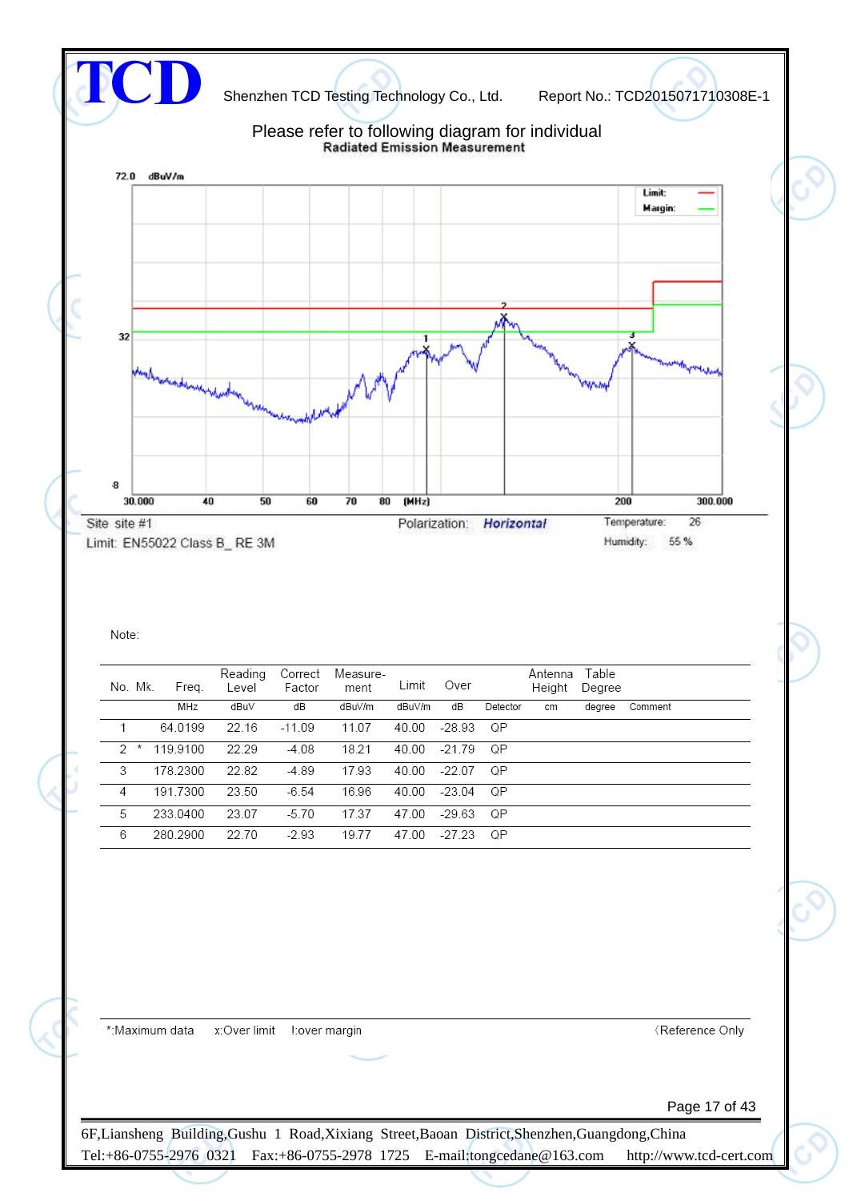Please refer to following diagram for individual

**Radiated Emission Measurement**

72.0 dBuV/m

Limit:
Margin:

32

8

30.000 40 50 60 70 80 (MHz) 200 300.000

Site site #1

Limit: EN55022 Class B_ RE 3M

Polarization: *Horizontal*

Temperature: 26

Humidity: 55 %

Note:

| No. | Mk. | Freq. | Reading Level | Correct Factor | Measure-ment | Limit | Over | | Antenna Height | Table Degree | |
|---|---|---|---|---|---|---|---|---|---|---|---|
| | | MHz | dBuV | dB | dBuV/m | dBuV/m | dB | Detector | cm | degree | Comment |
| 1 | | 64.0199 | 22.16 | -11.09 | 11.07 | 40.00 | -28.93 | QP | | | |
| 2 | * | 119.9100 | 22.29 | -4.08 | 18.21 | 40.00 | -21.79 | QP | | | |
| 3 | | 178.2300 | 22.82 | -4.89 | 17.93 | 40.00 | -22.07 | QP | | | |
| 4 | | 191.7300 | 23.50 | -6.54 | 16.96 | 40.00 | -23.04 | QP | | | |
| 5 | | 233.0400 | 23.07 | -5.70 | 17.37 | 47.00 | -29.63 | QP | | | |
| 6 | | 280.2900 | 22.70 | -2.93 | 19.77 | 47.00 | -27.23 | QP | | | |

*:Maximum data x:Over limit !:over margin （Reference Only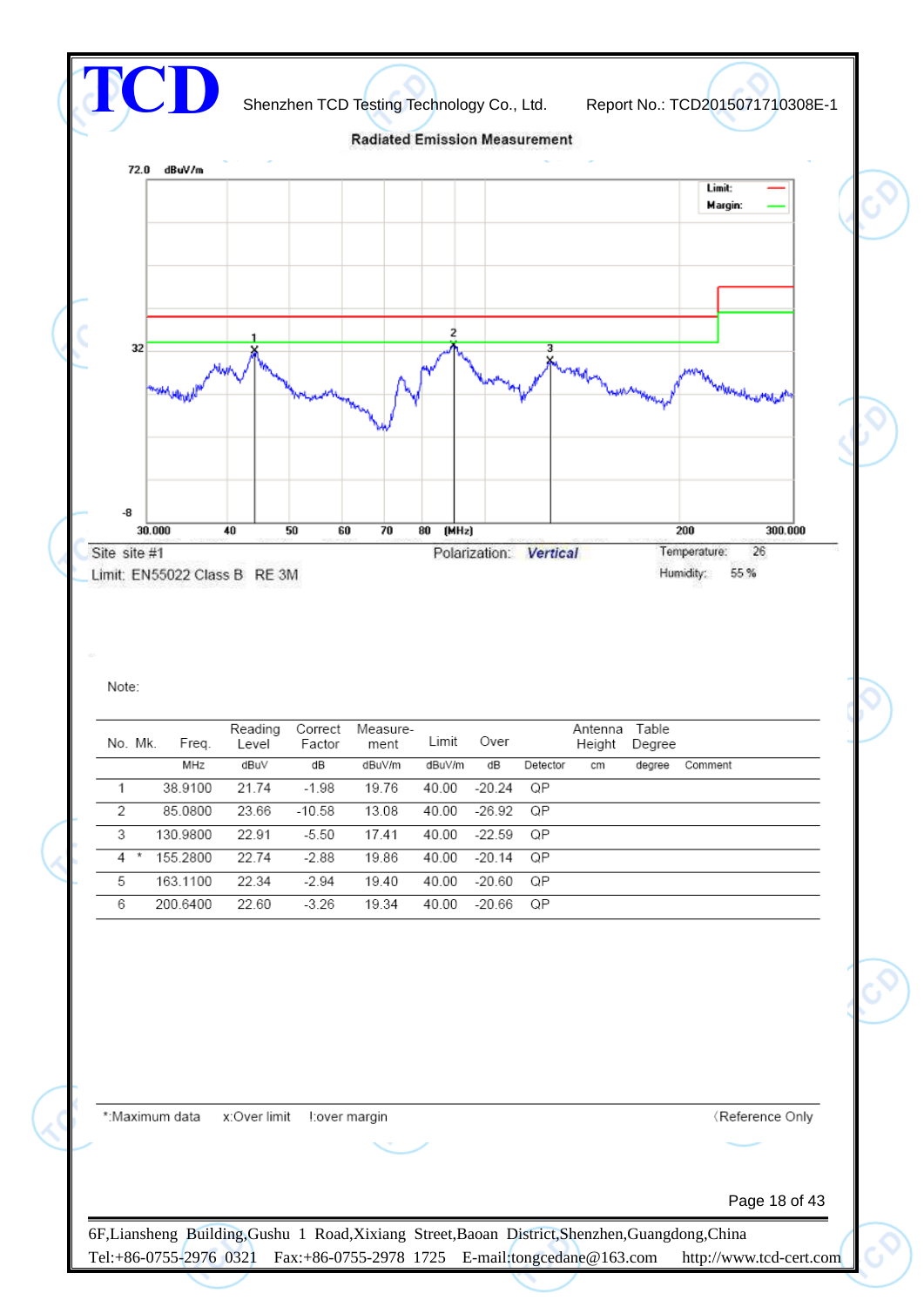## Radiated Emission Measurement

Site: site #1 Polarization: *Vertical* Temperature: 26

Limit: EN55022 Class B RE 3M Humidity: 55 %

Note:

| No. | Mk. | Freq. | Reading Level | Correct Factor | Measure-ment | Limit | Over | Detector | Antenna Height | Table Degree | Comment |
|---|---|---|---|---|---|---|---|---|---|---|---|
| | | MHz | dBuV | dB | dBuV/m | dBuV/m | dB | Detector | cm | degree | Comment |
| 1 | | 38.9100 | 21.74 | -1.98 | 19.76 | 40.00 | -20.24 | QP | | | |
| 2 | | 85.0800 | 23.66 | -10.58 | 13.08 | 40.00 | -26.92 | QP | | | |
| 3 | | 130.9800 | 22.91 | -5.50 | 17.41 | 40.00 | -22.59 | QP | | | |
| 4 | * | 155.2800 | 22.74 | -2.88 | 19.86 | 40.00 | -20.14 | QP | | | |
| 5 | | 163.1100 | 22.34 | -2.94 | 19.40 | 40.00 | -20.60 | QP | | | |
| 6 | | 200.6400 | 22.60 | -3.26 | 19.34 | 40.00 | -20.66 | QP | | | |

*:Maximum data x:Over limit !:over margin (Reference Only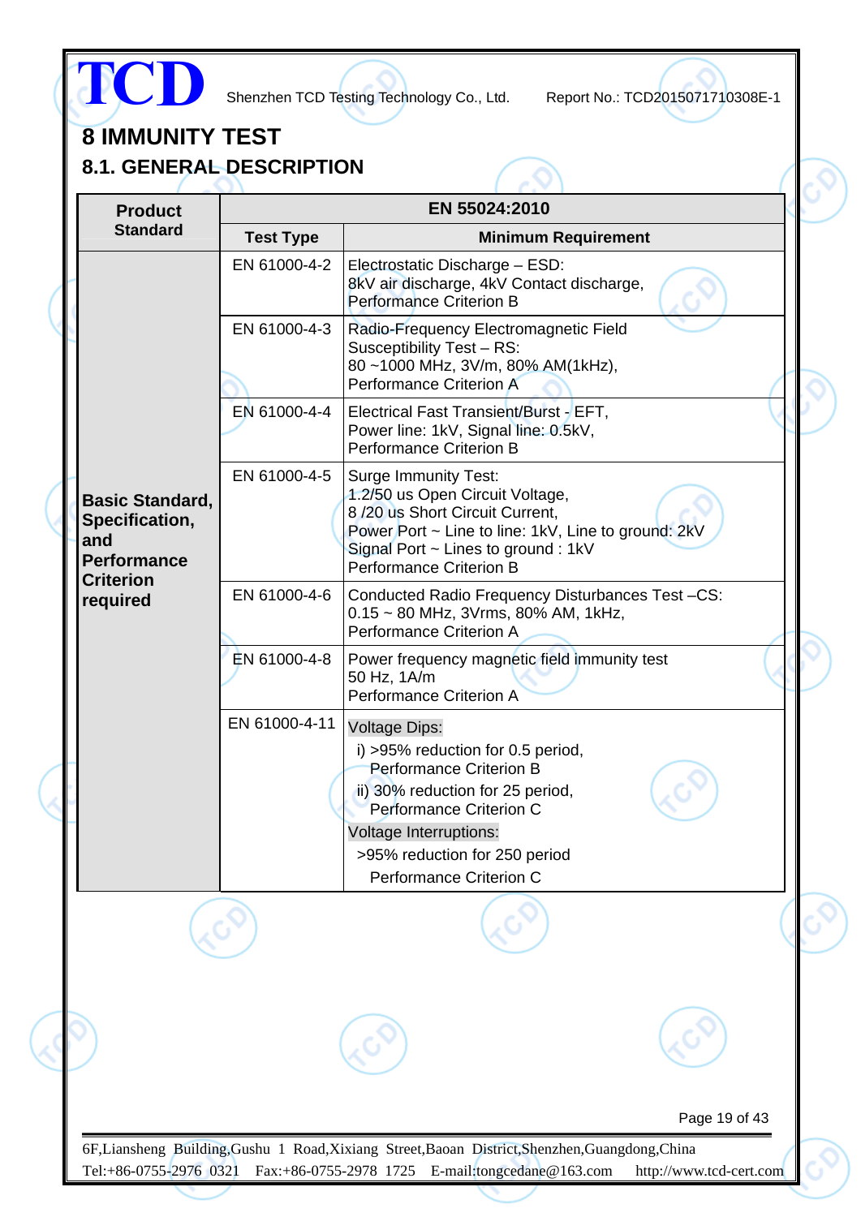# 8 IMMUNITY TEST

## 8.1. GENERAL DESCRIPTION

| Product Standard | EN 55024:2010 | |
|---|---|---|
| | Test Type | Minimum Requirement |
| Basic Standard, Specification, and Performance Criterion required | EN 61000-4-2 | Electrostatic Discharge – ESD:<br>8kV air discharge, 4kV Contact discharge,<br>Performance Criterion B |
| | EN 61000-4-3 | Radio-Frequency Electromagnetic Field Susceptibility Test – RS:<br>80 ~1000 MHz, 3V/m, 80% AM(1kHz),<br>Performance Criterion A |
| | EN 61000-4-4 | Electrical Fast Transient/Burst - EFT,<br>Power line: 1kV, Signal line: 0.5kV,<br>Performance Criterion B |
| | EN 61000-4-5 | Surge Immunity Test:<br>1.2/50 us Open Circuit Voltage,<br>8 /20 us Short Circuit Current,<br>Power Port ~ Line to line: 1kV, Line to ground: 2kV<br>Signal Port ~ Lines to ground : 1kV<br>Performance Criterion B |
| | EN 61000-4-6 | Conducted Radio Frequency Disturbances Test –CS:<br>0.15 ~ 80 MHz, 3Vrms, 80% AM, 1kHz,<br>Performance Criterion A |
| | EN 61000-4-8 | Power frequency magnetic field immunity test<br>50 Hz, 1A/m<br>Performance Criterion A |
| | EN 61000-4-11 | Voltage Dips:<br>i) >95% reduction for 0.5 period,<br>Performance Criterion B<br>ii) 30% reduction for 25 period,<br>Performance Criterion C<br>Voltage Interruptions:<br>>95% reduction for 250 period<br>Performance Criterion C |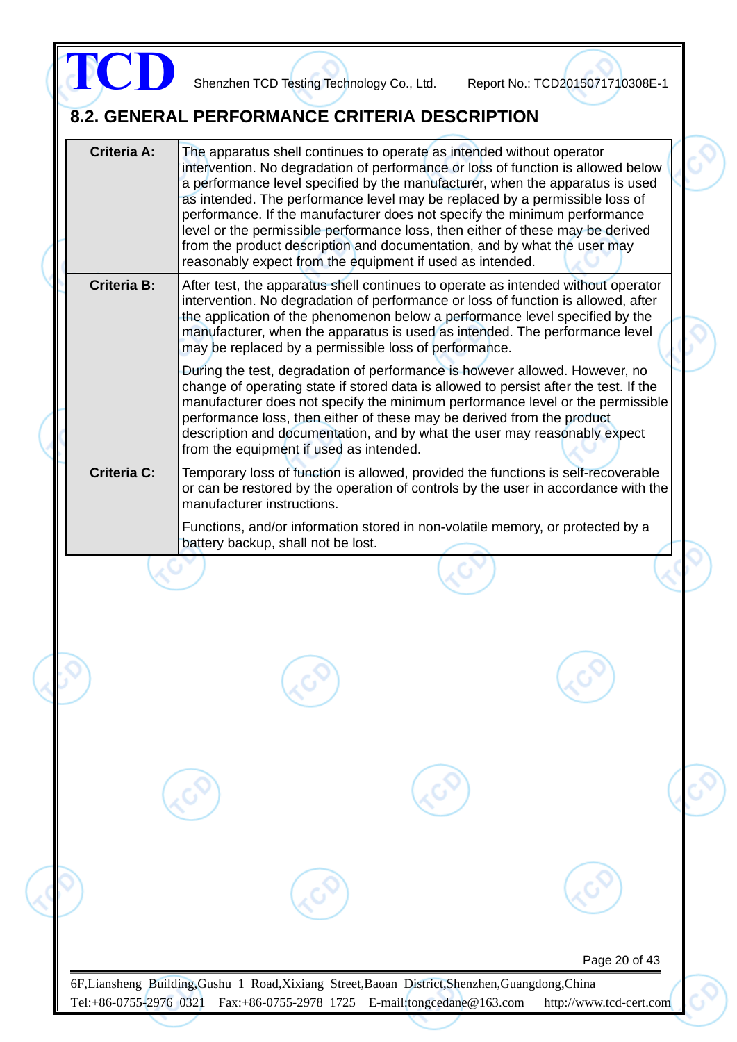## 8.2. GENERAL PERFORMANCE CRITERIA DESCRIPTION

| | |
|---|---|
| **Criteria A:** | The apparatus shell continues to operate as intended without operator intervention. No degradation of performance or loss of function is allowed below a performance level specified by the manufacturer, when the apparatus is used as intended. The performance level may be replaced by a permissible loss of performance. If the manufacturer does not specify the minimum performance level or the permissible performance loss, then either of these may be derived from the product description and documentation, and by what the user may reasonably expect from the equipment if used as intended. |
| **Criteria B:** | After test, the apparatus shell continues to operate as intended without operator intervention. No degradation of performance or loss of function is allowed, after the application of the phenomenon below a performance level specified by the manufacturer, when the apparatus is used as intended. The performance level may be replaced by a permissible loss of performance.<br><br>During the test, degradation of performance is however allowed. However, no change of operating state if stored data is allowed to persist after the test. If the manufacturer does not specify the minimum performance level or the permissible performance loss, then either of these may be derived from the product description and documentation, and by what the user may reasonably expect from the equipment if used as intended. |
| **Criteria C:** | Temporary loss of function is allowed, provided the functions is self-recoverable or can be restored by the operation of controls by the user in accordance with the manufacturer instructions.<br><br>Functions, and/or information stored in non-volatile memory, or protected by a battery backup, shall not be lost. |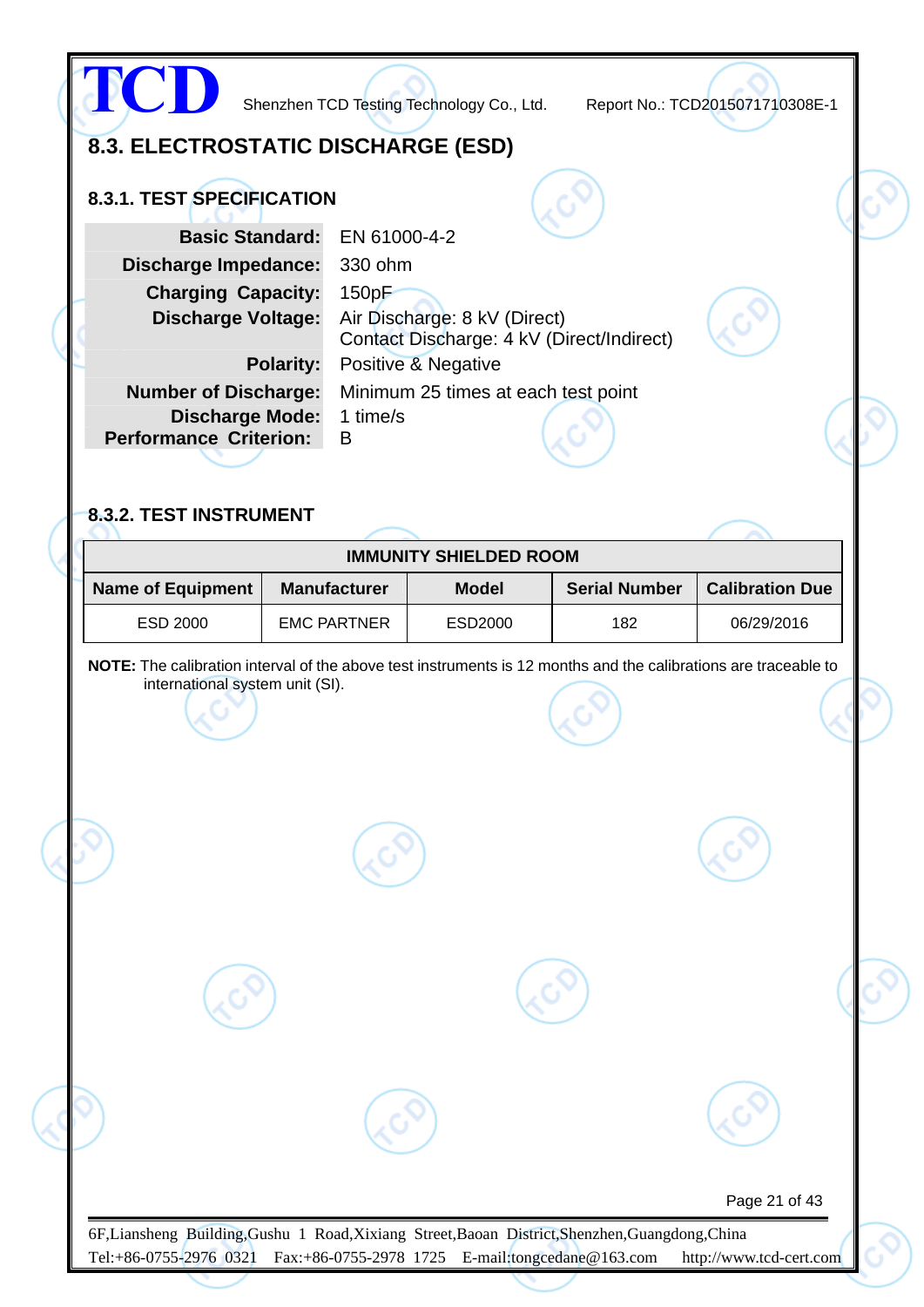## 8.3. ELECTROSTATIC DISCHARGE (ESD)

### 8.3.1. TEST SPECIFICATION

| | |
|---|---|
| **Basic Standard:** | EN 61000-4-2 |
| **Discharge Impedance:** | 330 ohm |
| **Charging Capacity:** | 150pF |
| **Discharge Voltage:** | Air Discharge: 8 kV (Direct)<br>Contact Discharge: 4 kV (Direct/Indirect) |
| **Polarity:** | Positive & Negative |
| **Number of Discharge:** | Minimum 25 times at each test point |
| **Discharge Mode:** | 1 time/s |
| **Performance Criterion:** | B |

### 8.3.2. TEST INSTRUMENT

| IMMUNITY SHIELDED ROOM | | | | |
|---|---|---|---|---|
| **Name of Equipment** | **Manufacturer** | **Model** | **Serial Number** | **Calibration Due** |
| ESD 2000 | EMC PARTNER | ESD2000 | 182 | 06/29/2016 |

**NOTE:** The calibration interval of the above test instruments is 12 months and the calibrations are traceable to international system unit (SI).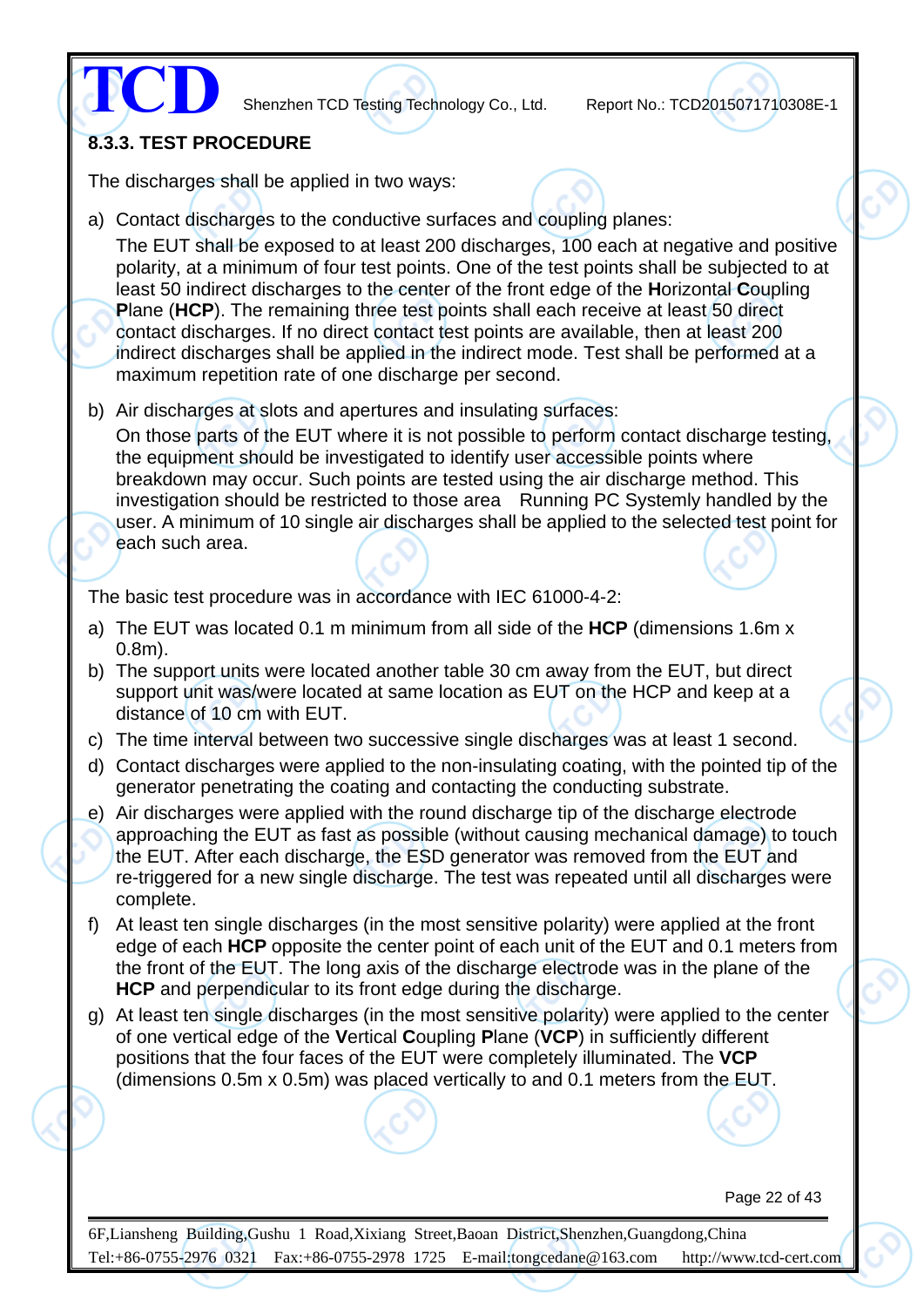### 8.3.3. TEST PROCEDURE

The discharges shall be applied in two ways:

a) Contact discharges to the conductive surfaces and coupling planes:
   The EUT shall be exposed to at least 200 discharges, 100 each at negative and positive polarity, at a minimum of four test points. One of the test points shall be subjected to at least 50 indirect discharges to the center of the front edge of the **H**orizontal **C**oupling **P**lane (**HCP**). The remaining three test points shall each receive at least 50 direct contact discharges. If no direct contact test points are available, then at least 200 indirect discharges shall be applied in the indirect mode. Test shall be performed at a maximum repetition rate of one discharge per second.

b) Air discharges at slots and apertures and insulating surfaces:
   On those parts of the EUT where it is not possible to perform contact discharge testing, the equipment should be investigated to identify user accessible points where breakdown may occur. Such points are tested using the air discharge method. This investigation should be restricted to those area  Running PC Systemly handled by the user. A minimum of 10 single air discharges shall be applied to the selected test point for each such area.

The basic test procedure was in accordance with IEC 61000-4-2:

a) The EUT was located 0.1 m minimum from all side of the **HCP** (dimensions 1.6m x 0.8m).
b) The support units were located another table 30 cm away from the EUT, but direct support unit was/were located at same location as EUT on the HCP and keep at a distance of 10 cm with EUT.
c) The time interval between two successive single discharges was at least 1 second.
d) Contact discharges were applied to the non-insulating coating, with the pointed tip of the generator penetrating the coating and contacting the conducting substrate.
e) Air discharges were applied with the round discharge tip of the discharge electrode approaching the EUT as fast as possible (without causing mechanical damage) to touch the EUT. After each discharge, the ESD generator was removed from the EUT and re-triggered for a new single discharge. The test was repeated until all discharges were complete.
f) At least ten single discharges (in the most sensitive polarity) were applied at the front edge of each **HCP** opposite the center point of each unit of the EUT and 0.1 meters from the front of the EUT. The long axis of the discharge electrode was in the plane of the **HCP** and perpendicular to its front edge during the discharge.
g) At least ten single discharges (in the most sensitive polarity) were applied to the center of one vertical edge of the **V**ertical **C**oupling **P**lane (**VCP**) in sufficiently different positions that the four faces of the EUT were completely illuminated. The **VCP** (dimensions 0.5m x 0.5m) was placed vertically to and 0.1 meters from the EUT.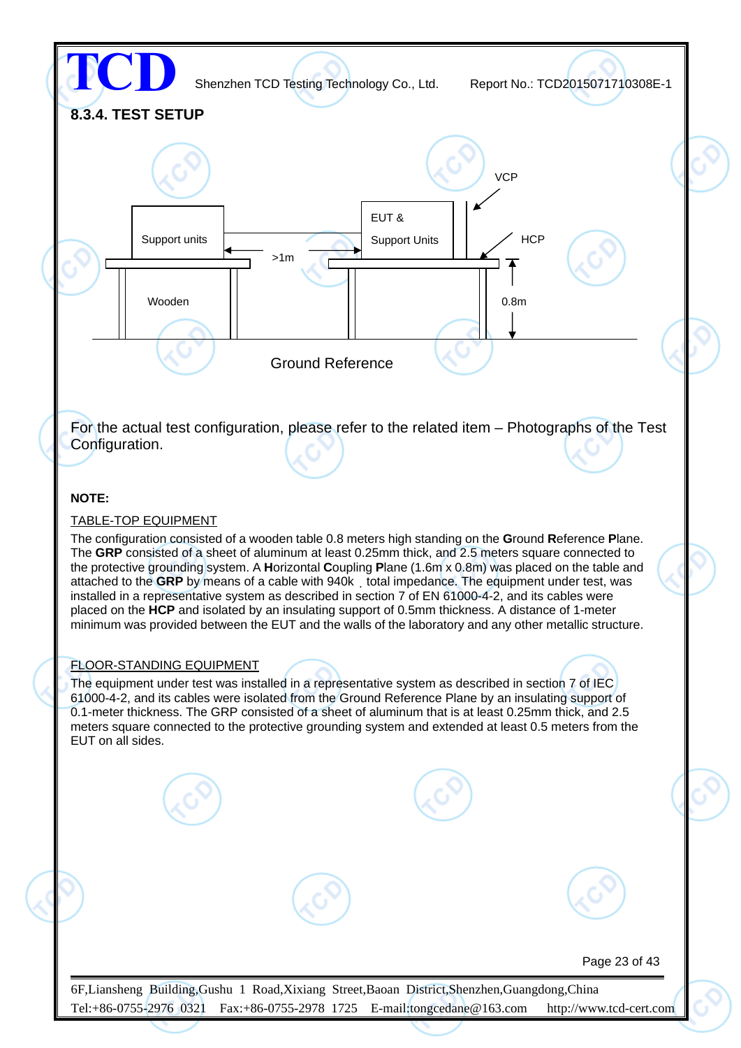### 8.3.4. TEST SETUP

VCP

EUT & Support Units

Support units

HCP

>1m

Wooden

0.8m

Ground Reference

For the actual test configuration, please refer to the related item – Photographs of the Test Configuration.

**NOTE:**

TABLE-TOP EQUIPMENT

The configuration consisted of a wooden table 0.8 meters high standing on the **G**round **R**eference **P**lane. The **GRP** consisted of a sheet of aluminum at least 0.25mm thick, and 2.5 meters square connected to the protective grounding system. A **H**orizontal **C**oupling **P**lane (1.6m x 0.8m) was placed on the table and attached to the **GRP** by means of a cable with 940k ˛ total impedance. The equipment under test, was installed in a representative system as described in section 7 of EN 61000-4-2, and its cables were placed on the **HCP** and isolated by an insulating support of 0.5mm thickness. A distance of 1-meter minimum was provided between the EUT and the walls of the laboratory and any other metallic structure.

FLOOR-STANDING EQUIPMENT

The equipment under test was installed in a representative system as described in section 7 of IEC 61000-4-2, and its cables were isolated from the Ground Reference Plane by an insulating support of 0.1-meter thickness. The GRP consisted of a sheet of aluminum that is at least 0.25mm thick, and 2.5 meters square connected to the protective grounding system and extended at least 0.5 meters from the EUT on all sides.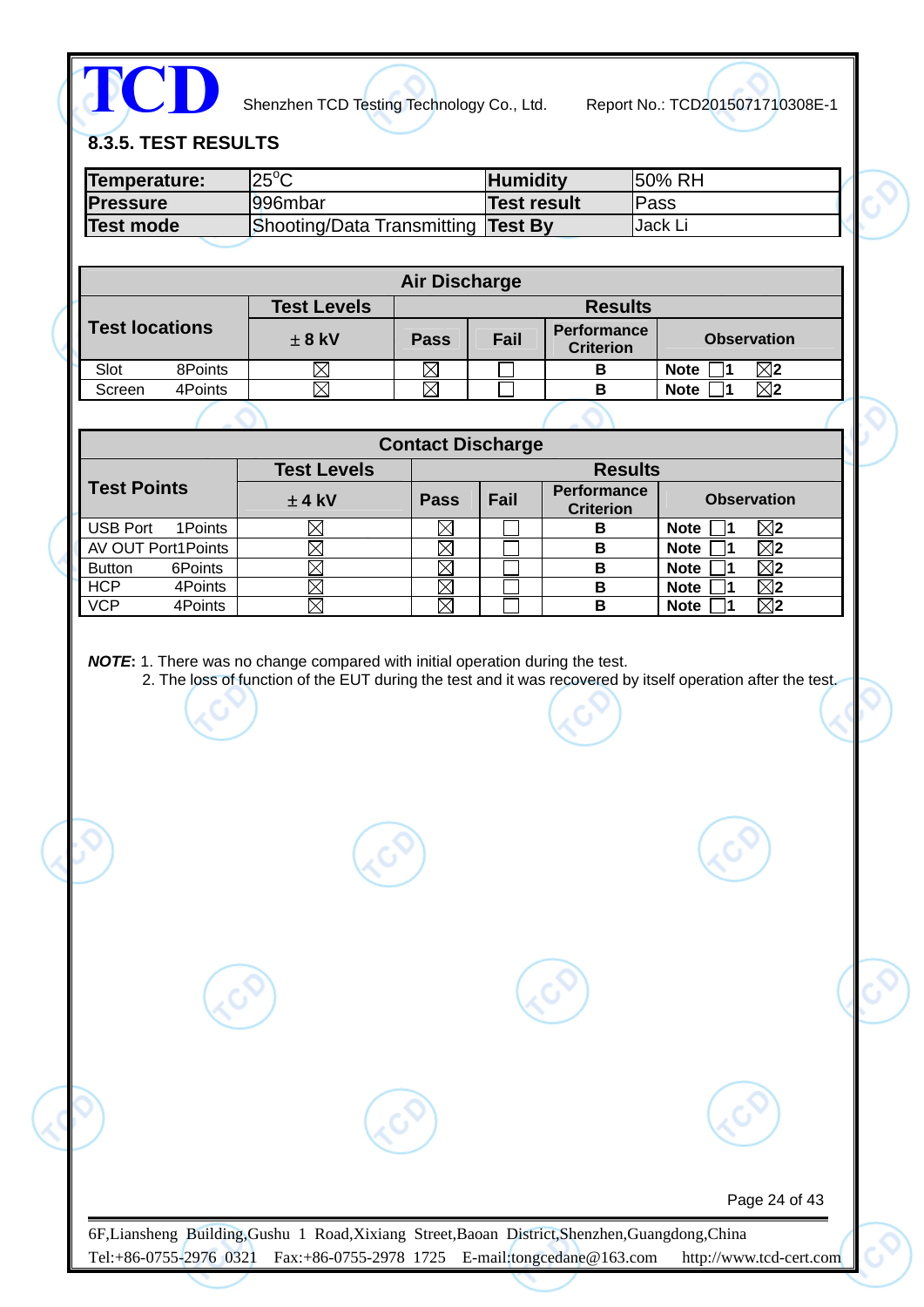## 8.3.5. TEST RESULTS

| Temperature: | 25°C | Humidity | 50% RH |
|---|---|---|---|
| Pressure | 996mbar | Test result | Pass |
| Test mode | Shooting/Data Transmitting | Test By | Jack Li |

| Air Discharge | | | | | | |
|---|---|---|---|---|---|---|
| Test locations | | Test Levels | Results | | | |
| | | ±8 kV | Pass | Fail | Performance Criterion | Observation |
| Slot | 8Points | ☒ | ☒ | ☐ | B | Note ☐1 ☒2 |
| Screen | 4Points | ☒ | ☒ | ☐ | B | Note ☐1 ☒2 |

| Contact Discharge | | | | | | |
|---|---|---|---|---|---|---|
| Test Points | | Test Levels | Results | | | |
| | | ±4 kV | Pass | Fail | Performance Criterion | Observation |
| USB Port | 1Points | ☒ | ☒ | ☐ | B | Note ☐1 ☒2 |
| AV OUT Port | 1Points | ☒ | ☒ | ☐ | B | Note ☐1 ☒2 |
| Button | 6Points | ☒ | ☒ | ☐ | B | Note ☐1 ☒2 |
| HCP | 4Points | ☒ | ☒ | ☐ | B | Note ☐1 ☒2 |
| VCP | 4Points | ☒ | ☒ | ☐ | B | Note ☐1 ☒2 |

***NOTE*:** 1. There was no change compared with initial operation during the test.
2. The loss of function of the EUT during the test and it was recovered by itself operation after the test.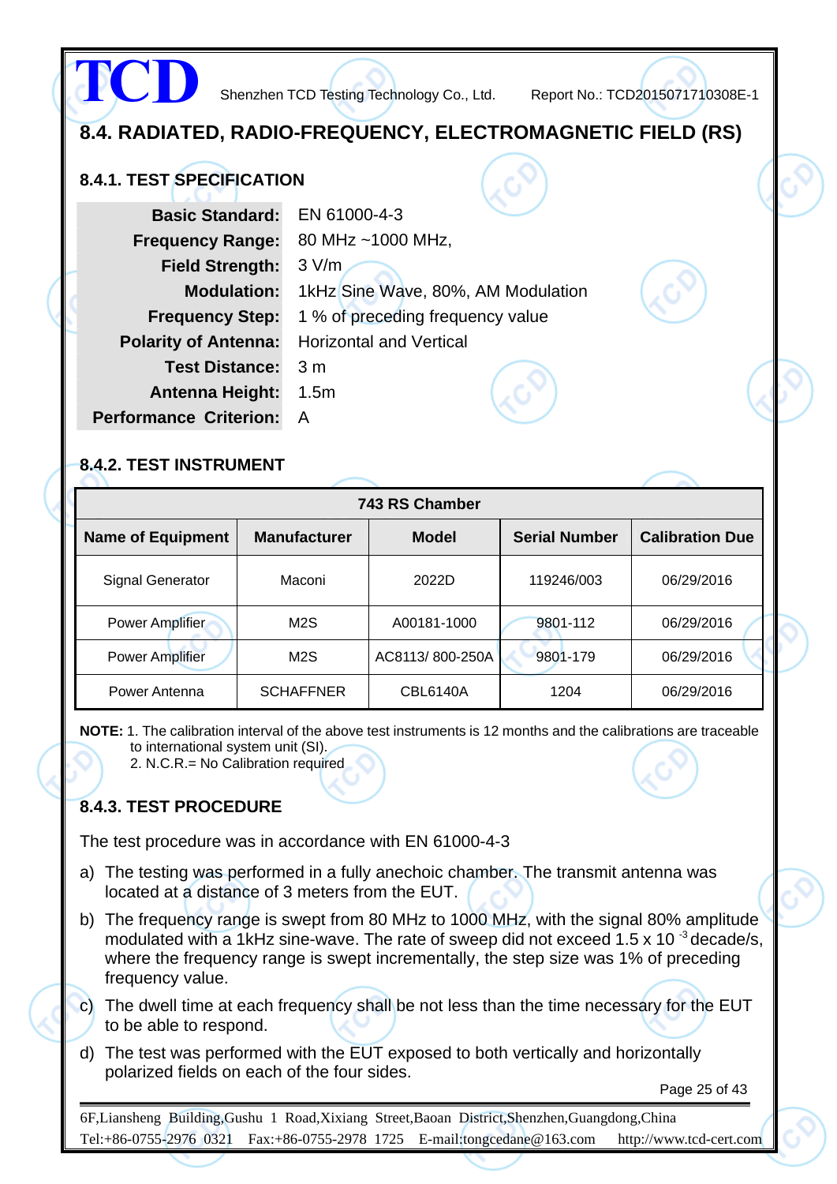## 8.4. RADIATED, RADIO-FREQUENCY, ELECTROMAGNETIC FIELD (RS)

### 8.4.1. TEST SPECIFICATION

| | |
|---|---|
| **Basic Standard:** | EN 61000-4-3 |
| **Frequency Range:** | 80 MHz ~1000 MHz, |
| **Field Strength:** | 3 V/m |
| **Modulation:** | 1kHz Sine Wave, 80%, AM Modulation |
| **Frequency Step:** | 1 % of preceding frequency value |
| **Polarity of Antenna:** | Horizontal and Vertical |
| **Test Distance:** | 3 m |
| **Antenna Height:** | 1.5m |
| **Performance Criterion:** | A |

### 8.4.2. TEST INSTRUMENT

| 743 RS Chamber | | | | |
|---|---|---|---|---|
| **Name of Equipment** | **Manufacturer** | **Model** | **Serial Number** | **Calibration Due** |
| Signal Generator | Maconi | 2022D | 119246/003 | 06/29/2016 |
| Power Amplifier | M2S | A00181-1000 | 9801-112 | 06/29/2016 |
| Power Amplifier | M2S | AC8113/ 800-250A | 9801-179 | 06/29/2016 |
| Power Antenna | SCHAFFNER | CBL6140A | 1204 | 06/29/2016 |

**NOTE:** 1. The calibration interval of the above test instruments is 12 months and the calibrations are traceable to international system unit (SI).
2. N.C.R.= No Calibration required

### 8.4.3. TEST PROCEDURE

The test procedure was in accordance with EN 61000-4-3

a) The testing was performed in a fully anechoic chamber. The transmit antenna was located at a distance of 3 meters from the EUT.

b) The frequency range is swept from 80 MHz to 1000 MHz, with the signal 80% amplitude modulated with a 1kHz sine-wave. The rate of sweep did not exceed $1.5 \times 10^{-3}$ decade/s, where the frequency range is swept incrementally, the step size was 1% of preceding frequency value.

c) The dwell time at each frequency shall be not less than the time necessary for the EUT to be able to respond.

d) The test was performed with the EUT exposed to both vertically and horizontally polarized fields on each of the four sides.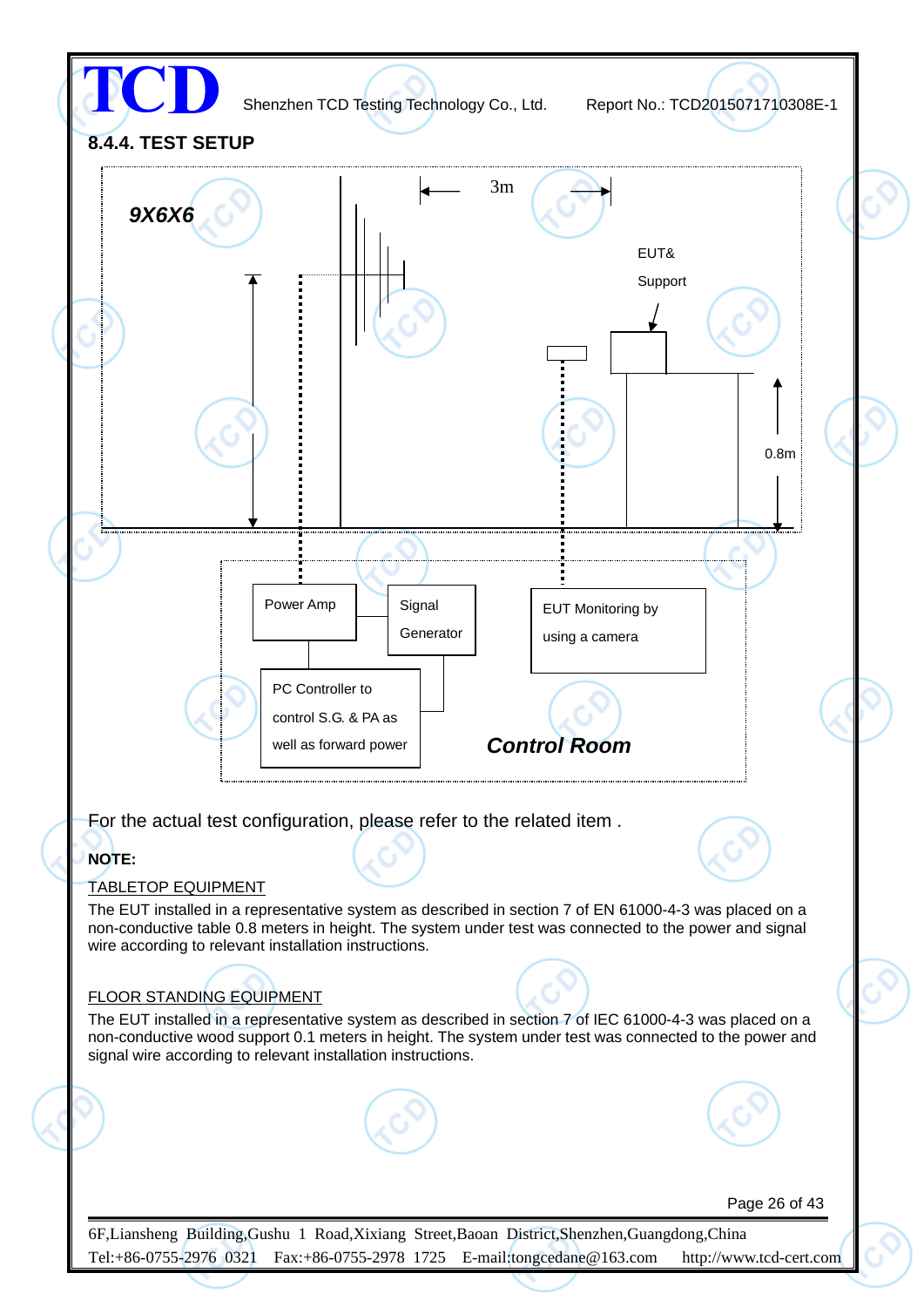### 8.4.4. TEST SETUP

9X6X6

3m

EUT& Support

0.8m

Power Amp

Signal Generator

EUT Monitoring by using a camera

PC Controller to control S.G. & PA as well as forward power

Control Room

For the actual test configuration, please refer to the related item .

**NOTE:**

TABLETOP EQUIPMENT

The EUT installed in a representative system as described in section 7 of EN 61000-4-3 was placed on a non-conductive table 0.8 meters in height. The system under test was connected to the power and signal wire according to relevant installation instructions.

FLOOR STANDING EQUIPMENT

The EUT installed in a representative system as described in section 7 of IEC 61000-4-3 was placed on a non-conductive wood support 0.1 meters in height. The system under test was connected to the power and signal wire according to relevant installation instructions.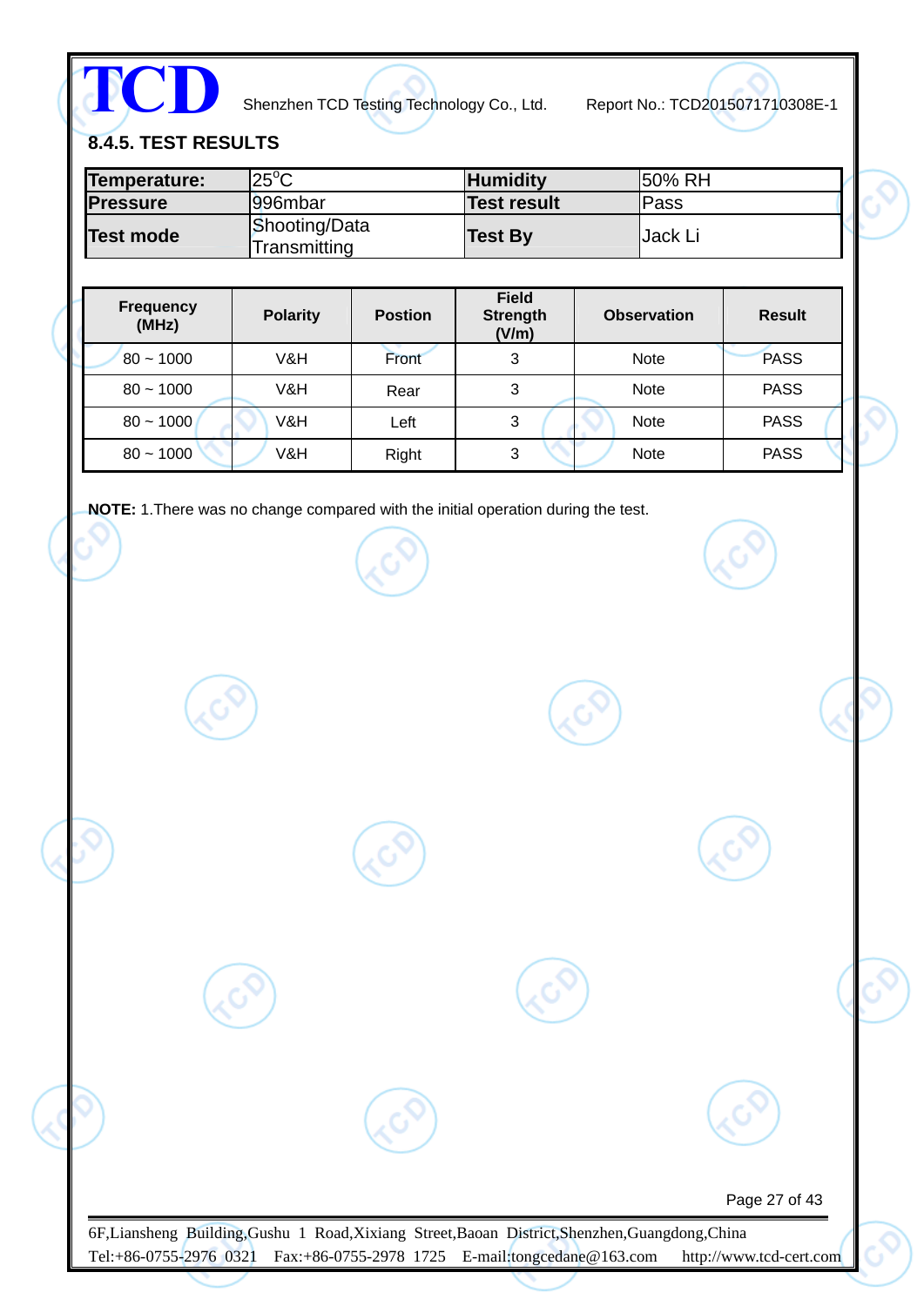### 8.4.5. TEST RESULTS

| Temperature: | 25°C | Humidity | 50% RH |
|---|---|---|---|
| Pressure | 996mbar | Test result | Pass |
| Test mode | Shooting/Data Transmitting | Test By | Jack Li |

| Frequency (MHz) | Polarity | Postion | Field Strength (V/m) | Observation | Result |
|---|---|---|---|---|---|
| 80 ~ 1000 | V&H | Front | 3 | Note | PASS |
| 80 ~ 1000 | V&H | Rear | 3 | Note | PASS |
| 80 ~ 1000 | V&H | Left | 3 | Note | PASS |
| 80 ~ 1000 | V&H | Right | 3 | Note | PASS |

**NOTE:** 1.There was no change compared with the initial operation during the test.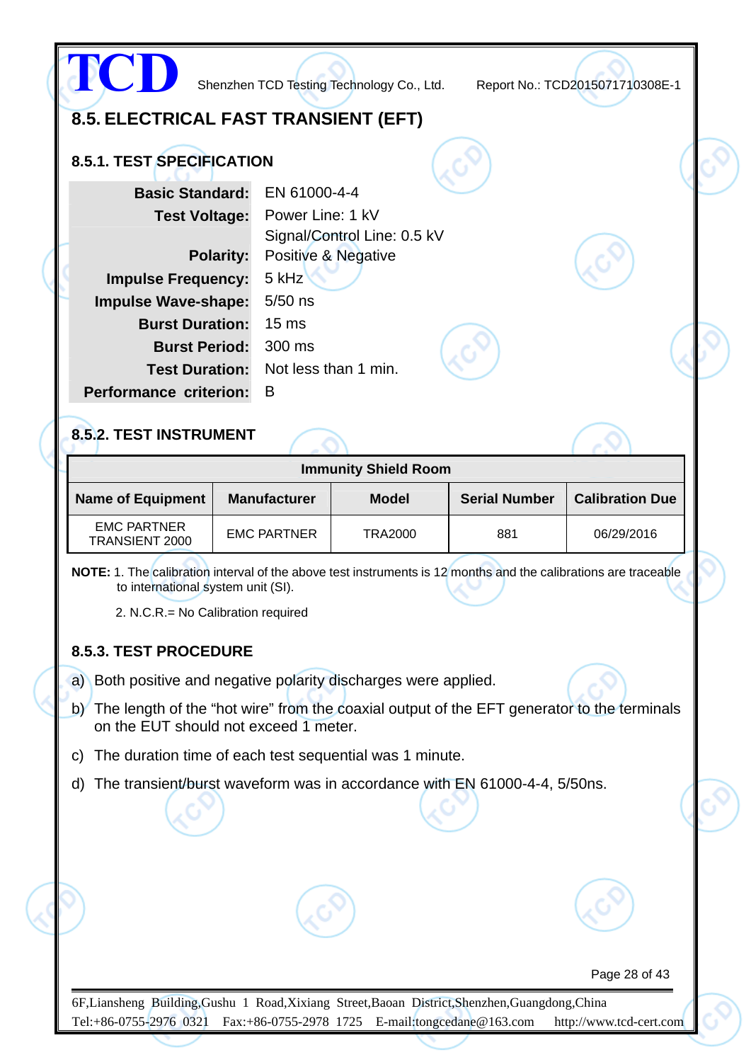## 8.5. ELECTRICAL FAST TRANSIENT (EFT)

### 8.5.1. TEST SPECIFICATION

| | |
|---|---|
| **Basic Standard:** | EN 61000-4-4 |
| **Test Voltage:** | Power Line: 1 kV<br>Signal/Control Line: 0.5 kV |
| **Polarity:** | Positive & Negative |
| **Impulse Frequency:** | 5 kHz |
| **Impulse Wave-shape:** | 5/50 ns |
| **Burst Duration:** | 15 ms |
| **Burst Period:** | 300 ms |
| **Test Duration:** | Not less than 1 min. |
| **Performance criterion:** | B |

### 8.5.2. TEST INSTRUMENT

| Immunity Shield Room | | | | |
|---|---|---|---|---|
| **Name of Equipment** | **Manufacturer** | **Model** | **Serial Number** | **Calibration Due** |
| EMC PARTNER TRANSIENT 2000 | EMC PARTNER | TRA2000 | 881 | 06/29/2016 |

**NOTE:** 1. The calibration interval of the above test instruments is 12 months and the calibrations are traceable to international system unit (SI).

2. N.C.R.= No Calibration required

### 8.5.3. TEST PROCEDURE

a) Both positive and negative polarity discharges were applied.

b) The length of the "hot wire" from the coaxial output of the EFT generator to the terminals on the EUT should not exceed 1 meter.

c) The duration time of each test sequential was 1 minute.

d) The transient/burst waveform was in accordance with EN 61000-4-4, 5/50ns.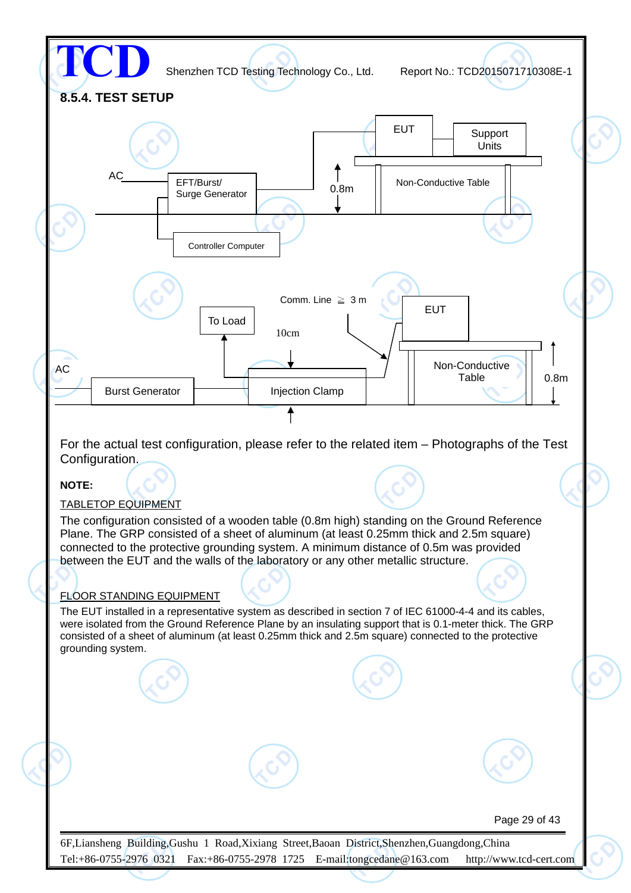### 8.5.4. TEST SETUP

AC

EFT/Burst/ Surge Generator

Controller Computer

EUT

Support Units

0.8m

Non-Conductive Table

Comm. Line ≧ 3 m

To Load

10cm

EUT

AC

Burst Generator

Injection Clamp

Non-Conductive Table

0.8m

For the actual test configuration, please refer to the related item – Photographs of the Test Configuration.

**NOTE:**

TABLETOP EQUIPMENT

The configuration consisted of a wooden table (0.8m high) standing on the Ground Reference Plane. The GRP consisted of a sheet of aluminum (at least 0.25mm thick and 2.5m square) connected to the protective grounding system. A minimum distance of 0.5m was provided between the EUT and the walls of the laboratory or any other metallic structure.

FLOOR STANDING EQUIPMENT

The EUT installed in a representative system as described in section 7 of IEC 61000-4-4 and its cables, were isolated from the Ground Reference Plane by an insulating support that is 0.1-meter thick. The GRP consisted of a sheet of aluminum (at least 0.25mm thick and 2.5m square) connected to the protective grounding system.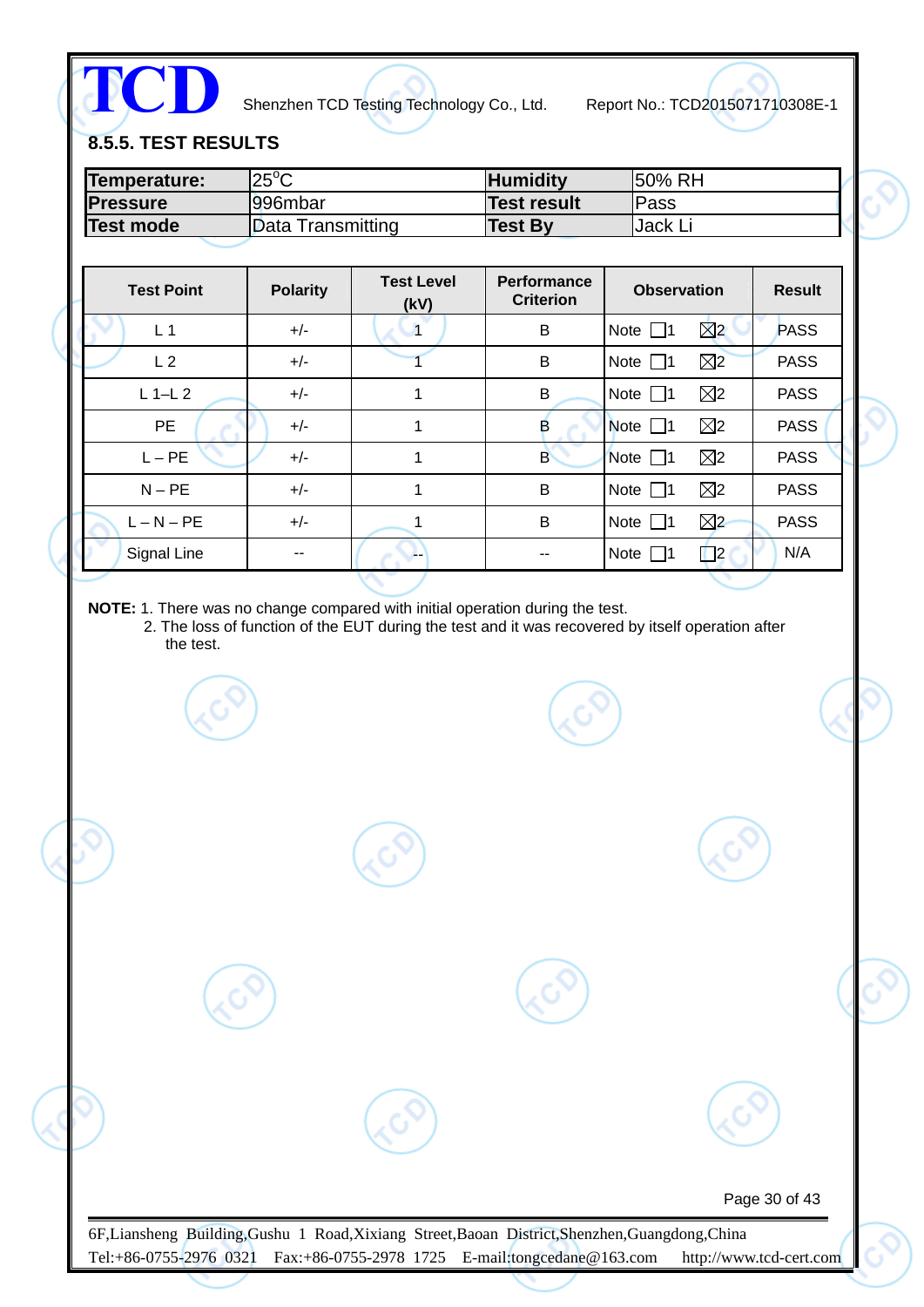### 8.5.5. TEST RESULTS

| Temperature: | 25°C | Humidity | 50% RH |
|---|---|---|---|
| Pressure | 996mbar | Test result | Pass |
| Test mode | Data Transmitting | Test By | Jack Li |

| Test Point | Polarity | Test Level (kV) | Performance Criterion | Observation | Result |
|---|---|---|---|---|---|
| L 1 | +/- | 1 | B | Note ☐1 ☒2 | PASS |
| L 2 | +/- | 1 | B | Note ☐1 ☒2 | PASS |
| L 1–L 2 | +/- | 1 | B | Note ☐1 ☒2 | PASS |
| PE | +/- | 1 | B | Note ☐1 ☒2 | PASS |
| L – PE | +/- | 1 | B | Note ☐1 ☒2 | PASS |
| N – PE | +/- | 1 | B | Note ☐1 ☒2 | PASS |
| L – N – PE | +/- | 1 | B | Note ☐1 ☒2 | PASS |
| Signal Line | -- | -- | -- | Note ☐1 ☐2 | N/A |

**NOTE:** 1. There was no change compared with initial operation during the test.
2. The loss of function of the EUT during the test and it was recovered by itself operation after the test.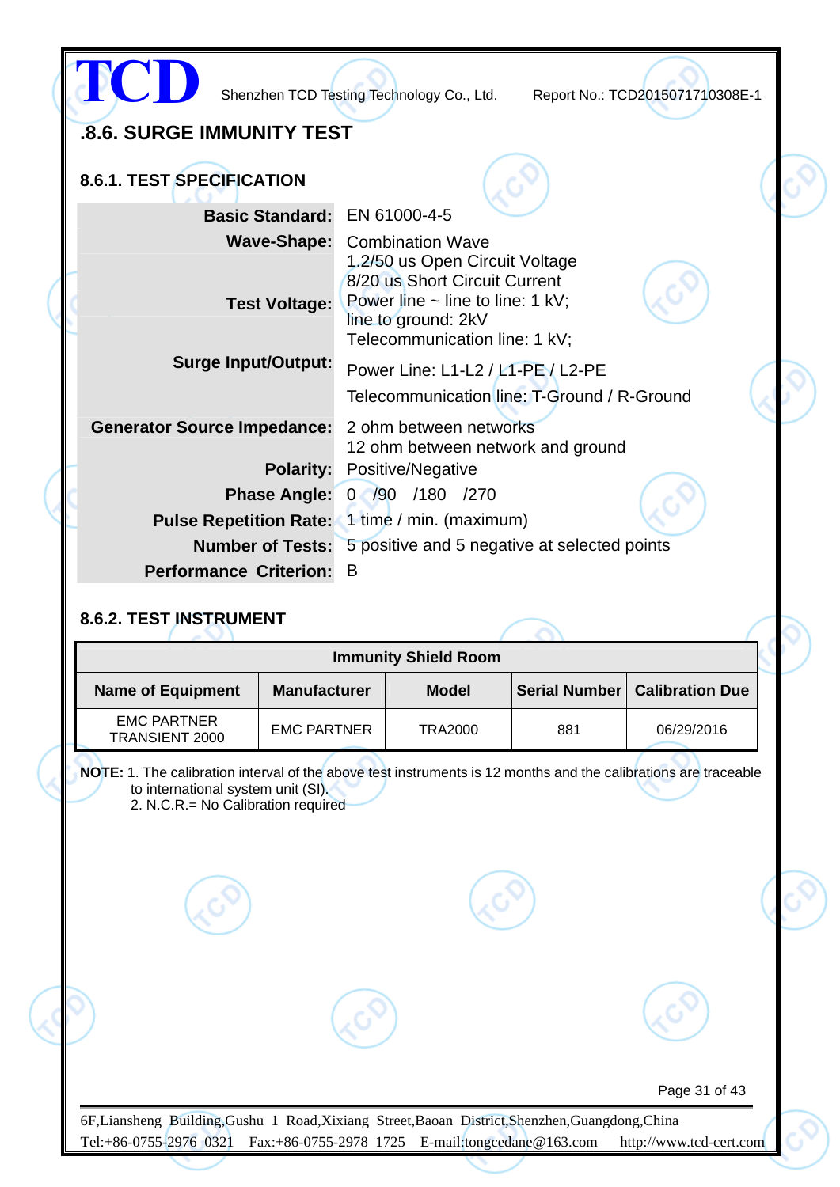## .8.6. SURGE IMMUNITY TEST

### 8.6.1. TEST SPECIFICATION

| | |
|---|---|
| **Basic Standard:** | EN 61000-4-5 |
| **Wave-Shape:** | Combination Wave<br>1.2/50 us Open Circuit Voltage<br>8/20 us Short Circuit Current |
| **Test Voltage:** | Power line ~ line to line: 1 kV;<br>line to ground: 2kV<br>Telecommunication line: 1 kV; |
| **Surge Input/Output:** | Power Line: L1-L2 / L1-PE / L2-PE<br>Telecommunication line: T-Ground / R-Ground |
| **Generator Source Impedance:** | 2 ohm between networks<br>12 ohm between network and ground |
| **Polarity:** | Positive/Negative |
| **Phase Angle:** | 0 /90 /180 /270 |
| **Pulse Repetition Rate:** | 1 time / min. (maximum) |
| **Number of Tests:** | 5 positive and 5 negative at selected points |
| **Performance Criterion:** | B |

### 8.6.2. TEST INSTRUMENT

| Immunity Shield Room | | | | |
|---|---|---|---|---|
| **Name of Equipment** | **Manufacturer** | **Model** | **Serial Number** | **Calibration Due** |
| EMC PARTNER TRANSIENT 2000 | EMC PARTNER | TRA2000 | 881 | 06/29/2016 |

**NOTE:** 1. The calibration interval of the above test instruments is 12 months and the calibrations are traceable to international system unit (SI).
2. N.C.R.= No Calibration required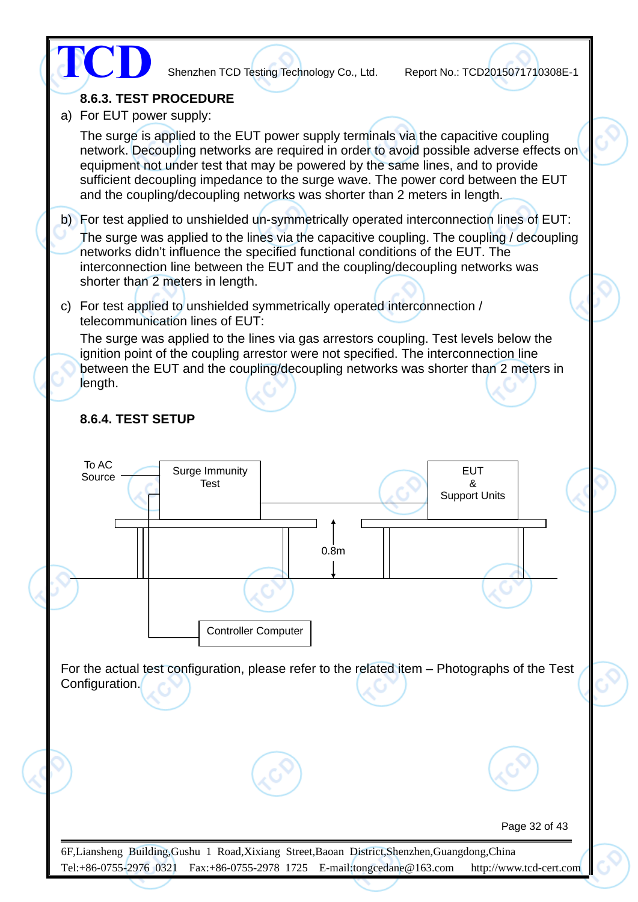### 8.6.3. TEST PROCEDURE

a) For EUT power supply:

The surge is applied to the EUT power supply terminals via the capacitive coupling network. Decoupling networks are required in order to avoid possible adverse effects on equipment not under test that may be powered by the same lines, and to provide sufficient decoupling impedance to the surge wave. The power cord between the EUT and the coupling/decoupling networks was shorter than 2 meters in length.

b) For test applied to unshielded un-symmetrically operated interconnection lines of EUT:

The surge was applied to the lines via the capacitive coupling. The coupling / decoupling networks didn't influence the specified functional conditions of the EUT. The interconnection line between the EUT and the coupling/decoupling networks was shorter than 2 meters in length.

c) For test applied to unshielded symmetrically operated interconnection / telecommunication lines of EUT:

The surge was applied to the lines via gas arrestors coupling. Test levels below the ignition point of the coupling arrestor were not specified. The interconnection line between the EUT and the coupling/decoupling networks was shorter than 2 meters in length.

### 8.6.4. TEST SETUP

To AC Source

Surge Immunity Test

EUT & Support Units

0.8m

Controller Computer

For the actual test configuration, please refer to the related item – Photographs of the Test Configuration.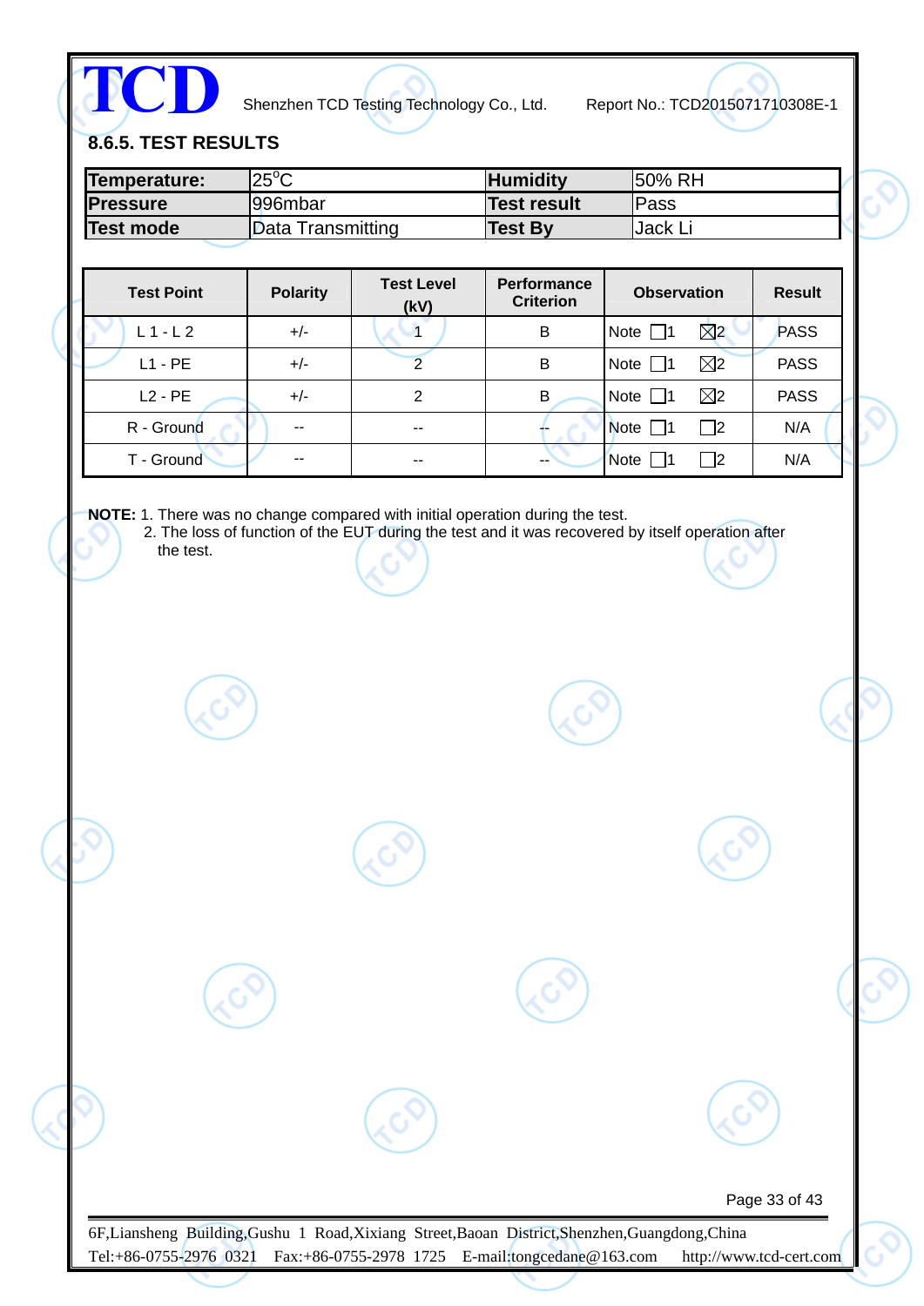## 8.6.5. TEST RESULTS

| Temperature: | 25°C | Humidity | 50% RH |
|---|---|---|---|
| Pressure | 996mbar | Test result | Pass |
| Test mode | Data Transmitting | Test By | Jack Li |

| Test Point | Polarity | Test Level (kV) | Performance Criterion | Observation | Result |
|---|---|---|---|---|---|
| L 1 - L 2 | +/- | 1 | B | Note ☐1 ☒2 | PASS |
| L1 - PE | +/- | 2 | B | Note ☐1 ☒2 | PASS |
| L2 - PE | +/- | 2 | B | Note ☐1 ☒2 | PASS |
| R - Ground | -- | -- | -- | Note ☐1 ☐2 | N/A |
| T - Ground | -- | -- | -- | Note ☐1 ☐2 | N/A |

**NOTE:** 1. There was no change compared with initial operation during the test.
2. The loss of function of the EUT during the test and it was recovered by itself operation after the test.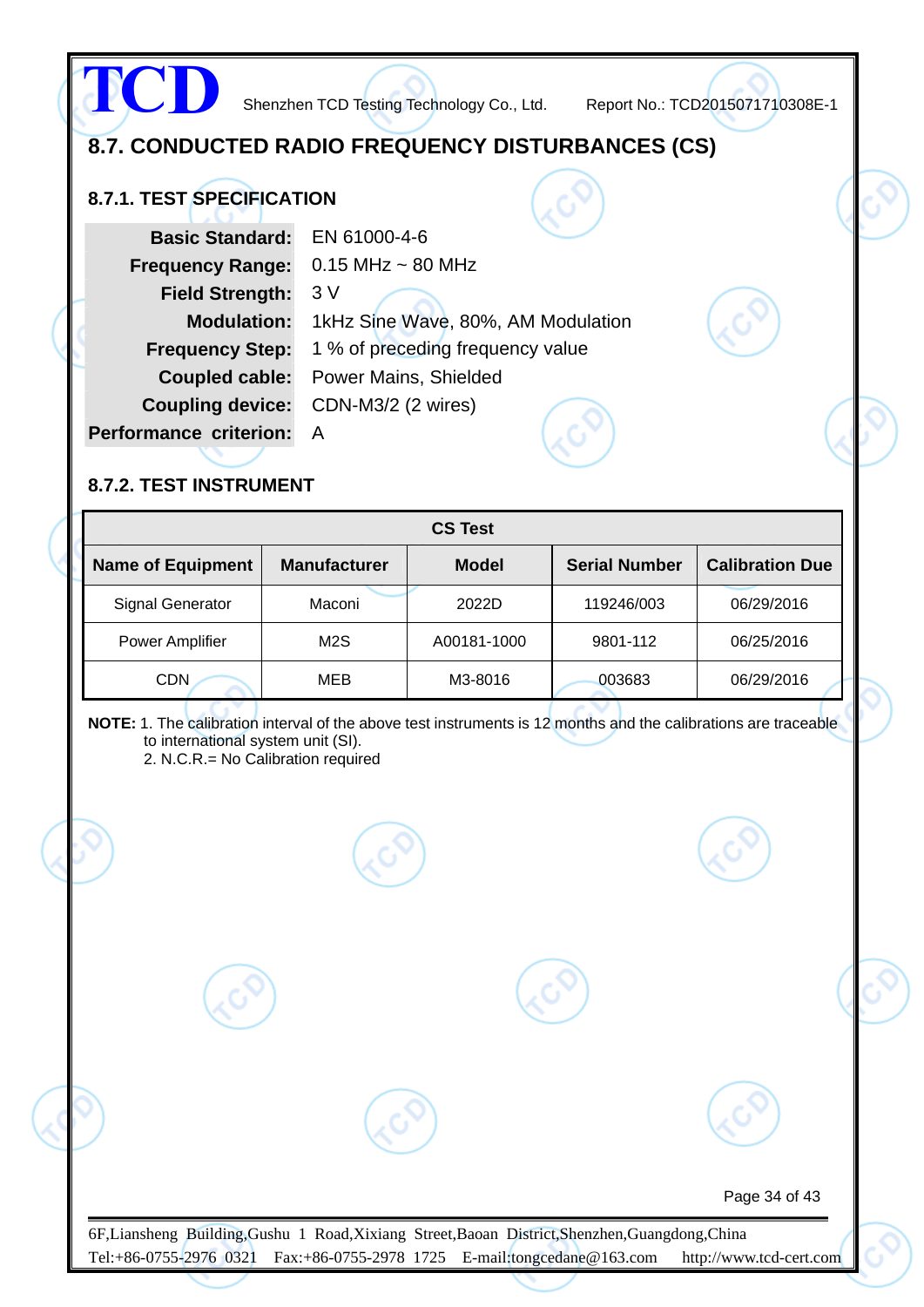## 8.7. CONDUCTED RADIO FREQUENCY DISTURBANCES (CS)

### 8.7.1. TEST SPECIFICATION

| | |
|---|---|
| **Basic Standard:** | EN 61000-4-6 |
| **Frequency Range:** | 0.15 MHz ~ 80 MHz |
| **Field Strength:** | 3 V |
| **Modulation:** | 1kHz Sine Wave, 80%, AM Modulation |
| **Frequency Step:** | 1 % of preceding frequency value |
| **Coupled cable:** | Power Mains, Shielded |
| **Coupling device:** | CDN-M3/2 (2 wires) |
| **Performance criterion:** | A |

### 8.7.2. TEST INSTRUMENT

| CS Test | | | | |
|---|---|---|---|---|
| **Name of Equipment** | **Manufacturer** | **Model** | **Serial Number** | **Calibration Due** |
| Signal Generator | Maconi | 2022D | 119246/003 | 06/29/2016 |
| Power Amplifier | M2S | A00181-1000 | 9801-112 | 06/25/2016 |
| CDN | MEB | M3-8016 | 003683 | 06/29/2016 |

**NOTE:** 1. The calibration interval of the above test instruments is 12 months and the calibrations are traceable to international system unit (SI).
2. N.C.R.= No Calibration required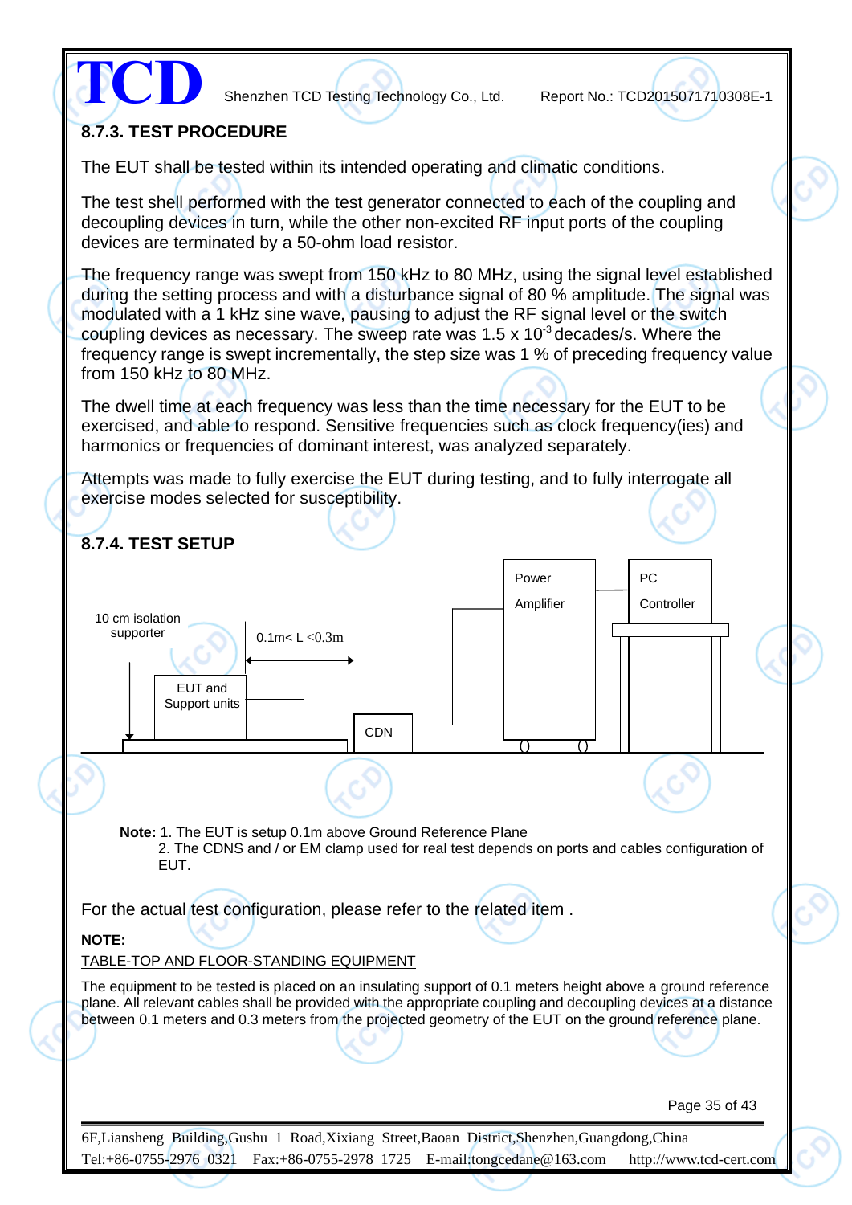### 8.7.3. TEST PROCEDURE

The EUT shall be tested within its intended operating and climatic conditions.

The test shell performed with the test generator connected to each of the coupling and decoupling devices in turn, while the other non-excited RF input ports of the coupling devices are terminated by a 50-ohm load resistor.

The frequency range was swept from 150 kHz to 80 MHz, using the signal level established during the setting process and with a disturbance signal of 80 % amplitude. The signal was modulated with a 1 kHz sine wave, pausing to adjust the RF signal level or the switch coupling devices as necessary. The sweep rate was 1.5 x $10^{-3}$ decades/s. Where the frequency range is swept incrementally, the step size was 1 % of preceding frequency value from 150 kHz to 80 MHz.

The dwell time at each frequency was less than the time necessary for the EUT to be exercised, and able to respond. Sensitive frequencies such as clock frequency(ies) and harmonics or frequencies of dominant interest, was analyzed separately.

Attempts was made to fully exercise the EUT during testing, and to fully interrogate all exercise modes selected for susceptibility.

### 8.7.4. TEST SETUP

10 cm isolation supporter

0.1m< L <0.3m

EUT and Support units

CDN

Power Amplifier

PC Controller

**Note:** 1. The EUT is setup 0.1m above Ground Reference Plane
2. The CDNS and / or EM clamp used for real test depends on ports and cables configuration of EUT.

For the actual test configuration, please refer to the related item .

**NOTE:**

TABLE-TOP AND FLOOR-STANDING EQUIPMENT

The equipment to be tested is placed on an insulating support of 0.1 meters height above a ground reference plane. All relevant cables shall be provided with the appropriate coupling and decoupling devices at a distance between 0.1 meters and 0.3 meters from the projected geometry of the EUT on the ground reference plane.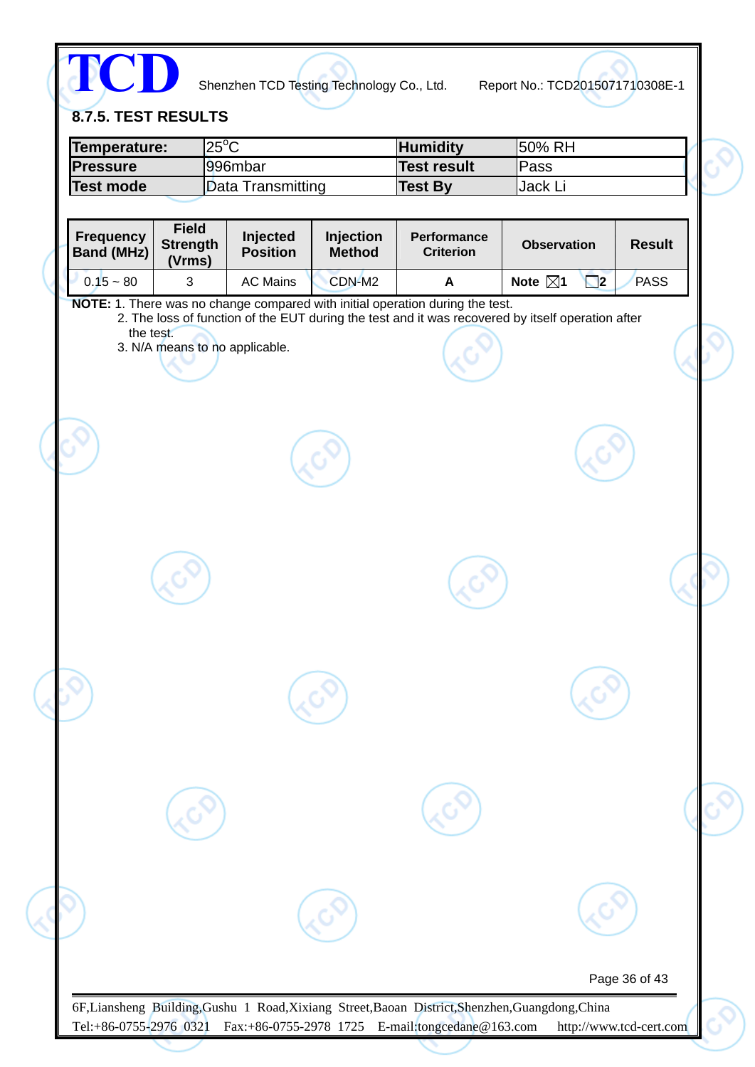### 8.7.5. TEST RESULTS

| Temperature: | 25°C | Humidity | 50% RH |
|---|---|---|---|
| Pressure | 996mbar | Test result | Pass |
| Test mode | Data Transmitting | Test By | Jack Li |

| Frequency Band (MHz) | Field Strength (Vrms) | Injected Position | Injection Method | Performance Criterion | Observation | Result |
|---|---|---|---|---|---|---|
| 0.15 ~ 80 | 3 | AC Mains | CDN-M2 | A | Note ☒1 ☐2 | PASS |

**NOTE:** 1. There was no change compared with initial operation during the test.
2. The loss of function of the EUT during the test and it was recovered by itself operation after the test.
3. N/A means to no applicable.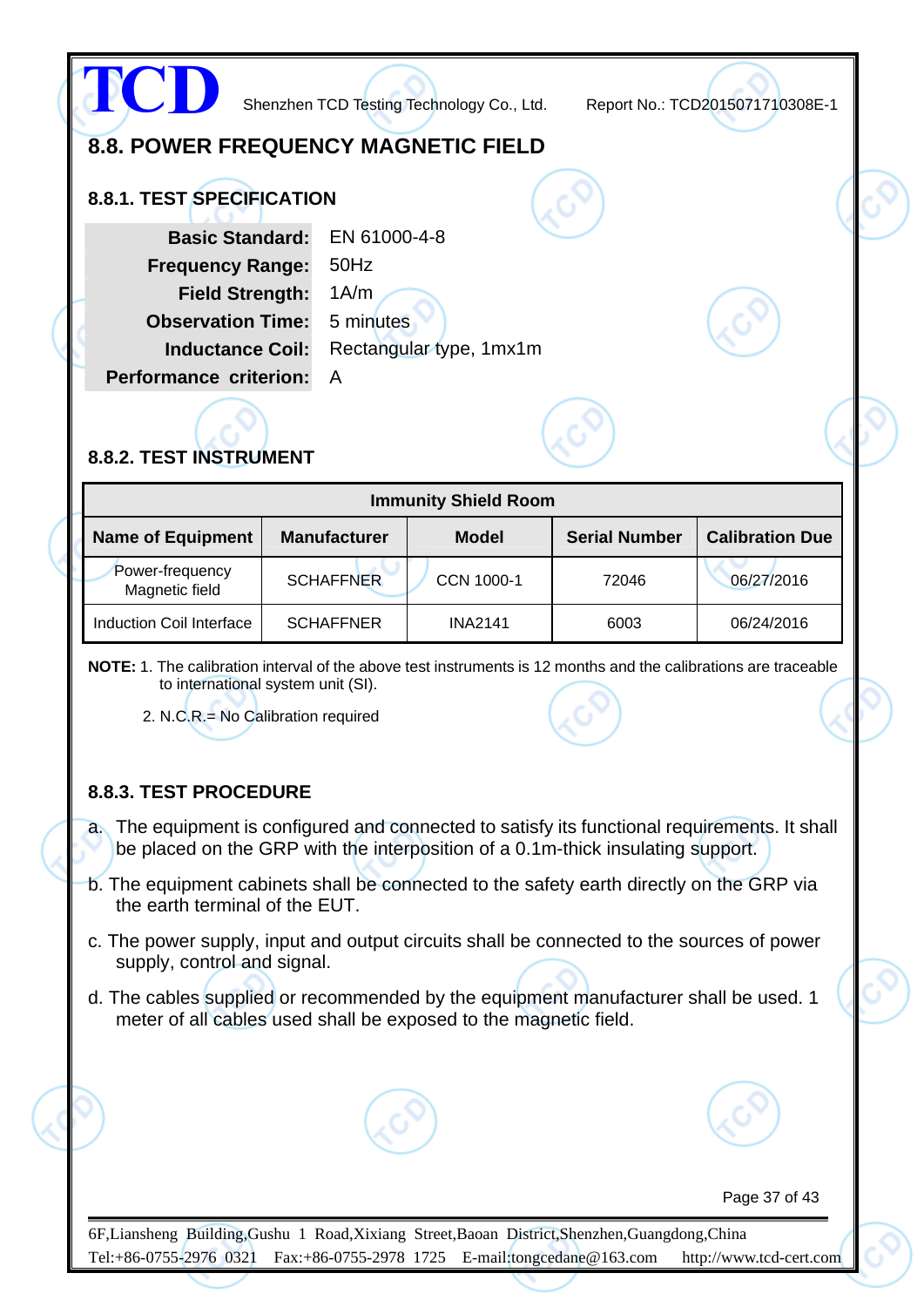## 8.8. POWER FREQUENCY MAGNETIC FIELD

### 8.8.1. TEST SPECIFICATION

| | |
|---|---|
| **Basic Standard:** | EN 61000-4-8 |
| **Frequency Range:** | 50Hz |
| **Field Strength:** | 1A/m |
| **Observation Time:** | 5 minutes |
| **Inductance Coil:** | Rectangular type, 1mx1m |
| **Performance criterion:** | A |

### 8.8.2. TEST INSTRUMENT

| Immunity Shield Room | | | | |
|---|---|---|---|---|
| **Name of Equipment** | **Manufacturer** | **Model** | **Serial Number** | **Calibration Due** |
| Power-frequency Magnetic field | SCHAFFNER | CCN 1000-1 | 72046 | 06/27/2016 |
| Induction Coil Interface | SCHAFFNER | INA2141 | 6003 | 06/24/2016 |

**NOTE:** 1. The calibration interval of the above test instruments is 12 months and the calibrations are traceable to international system unit (SI).

2. N.C.R.= No Calibration required

### 8.8.3. TEST PROCEDURE

a. The equipment is configured and connected to satisfy its functional requirements. It shall be placed on the GRP with the interposition of a 0.1m-thick insulating support.

b. The equipment cabinets shall be connected to the safety earth directly on the GRP via the earth terminal of the EUT.

c. The power supply, input and output circuits shall be connected to the sources of power supply, control and signal.

d. The cables supplied or recommended by the equipment manufacturer shall be used. 1 meter of all cables used shall be exposed to the magnetic field.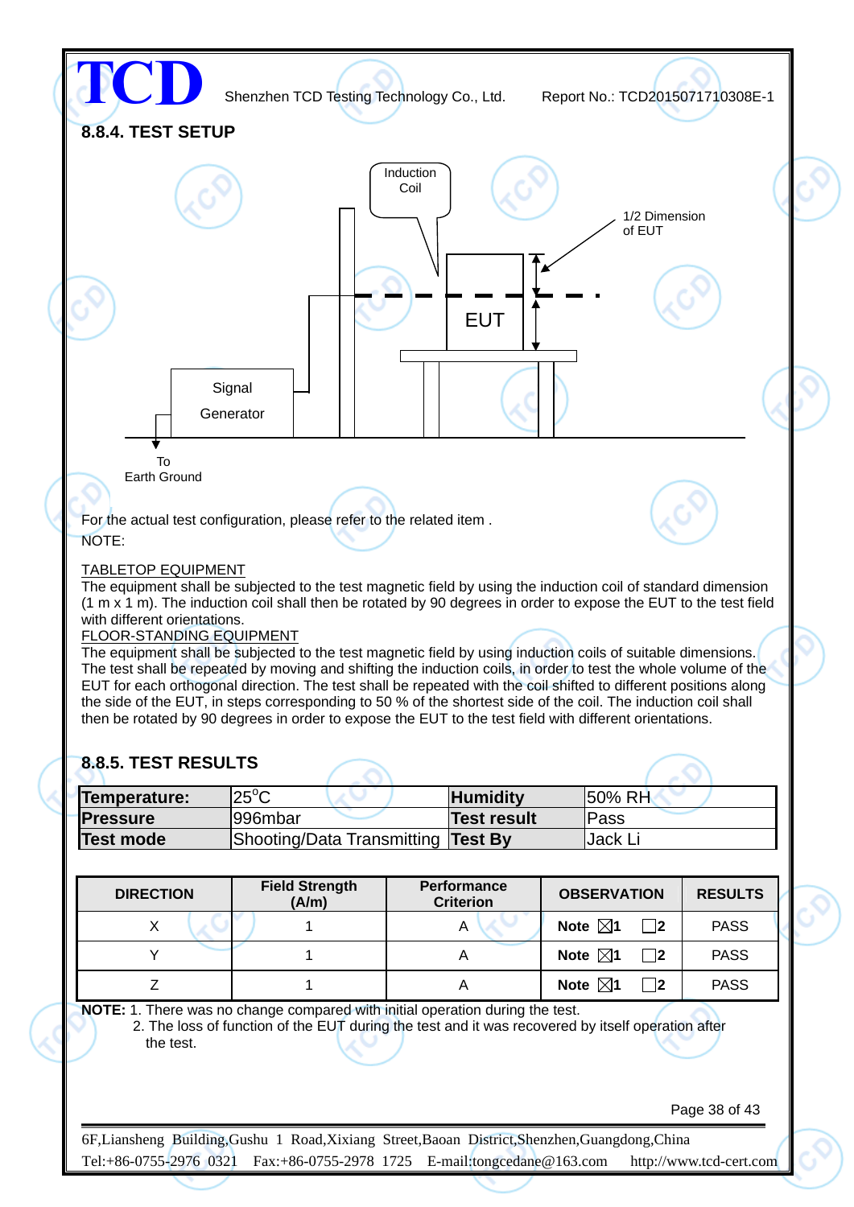### 8.8.4. TEST SETUP

Induction Coil

1/2 Dimension of EUT

EUT

Signal Generator

To Earth Ground

For the actual test configuration, please refer to the related item .

NOTE:

TABLETOP EQUIPMENT

The equipment shall be subjected to the test magnetic field by using the induction coil of standard dimension (1 m x 1 m). The induction coil shall then be rotated by 90 degrees in order to expose the EUT to the test field with different orientations.

FLOOR-STANDING EQUIPMENT

The equipment shall be subjected to the test magnetic field by using induction coils of suitable dimensions. The test shall be repeated by moving and shifting the induction coils, in order to test the whole volume of the EUT for each orthogonal direction. The test shall be repeated with the coil shifted to different positions along the side of the EUT, in steps corresponding to 50 % of the shortest side of the coil. The induction coil shall then be rotated by 90 degrees in order to expose the EUT to the test field with different orientations.

### 8.8.5. TEST RESULTS

| **Temperature:** | 25°C | **Humidity** | 50% RH |
|---|---|---|---|
| **Pressure** | 996mbar | **Test result** | Pass |
| **Test mode** | Shooting/Data Transmitting | **Test By** | Jack Li |

| DIRECTION | Field Strength (A/m) | Performance Criterion | OBSERVATION | RESULTS |
|---|---|---|---|---|
| X | 1 | A | **Note** ☒**1** ☐**2** | PASS |
| Y | 1 | A | **Note** ☒**1** ☐**2** | PASS |
| Z | 1 | A | **Note** ☒**1** ☐**2** | PASS |

**NOTE:** 1. There was no change compared with initial operation during the test.

2. The loss of function of the EUT during the test and it was recovered by itself operation after the test.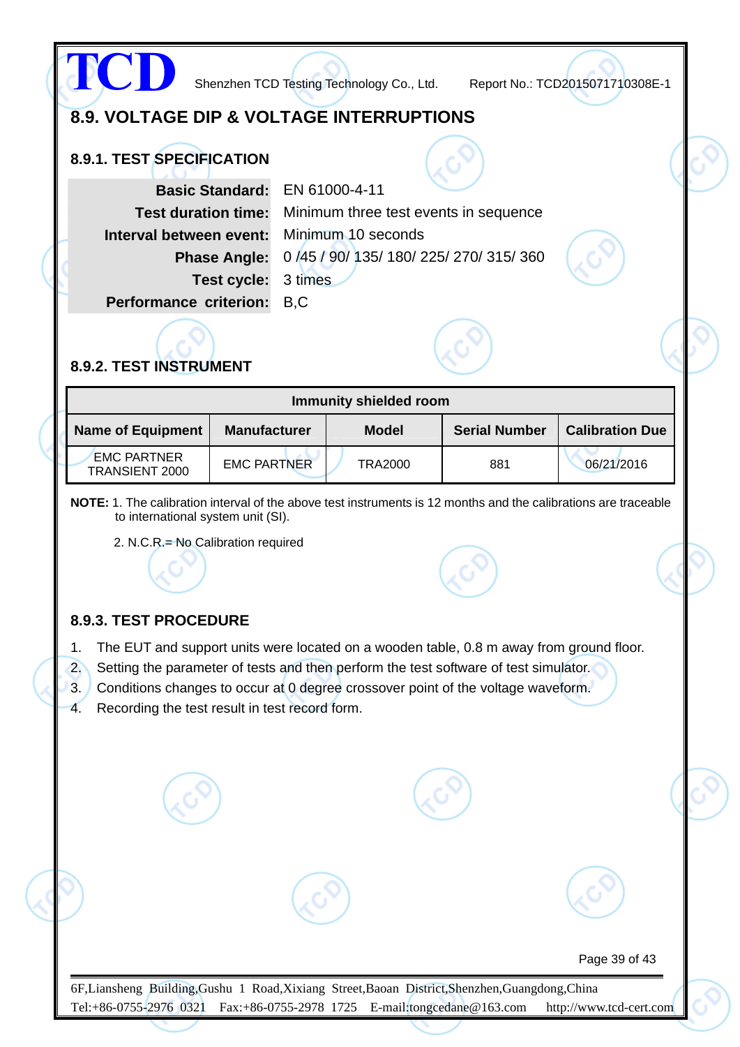## 8.9. VOLTAGE DIP & VOLTAGE INTERRUPTIONS

### 8.9.1. TEST SPECIFICATION

| | |
|---|---|
| **Basic Standard:** | EN 61000-4-11 |
| **Test duration time:** | Minimum three test events in sequence |
| **Interval between event:** | Minimum 10 seconds |
| **Phase Angle:** | 0 /45 / 90/ 135/ 180/ 225/ 270/ 315/ 360 |
| **Test cycle:** | 3 times |
| **Performance criterion:** | B,C |

### 8.9.2. TEST INSTRUMENT

| Immunity shielded room | | | | |
|---|---|---|---|---|
| **Name of Equipment** | **Manufacturer** | **Model** | **Serial Number** | **Calibration Due** |
| EMC PARTNER TRANSIENT 2000 | EMC PARTNER | TRA2000 | 881 | 06/21/2016 |

**NOTE:** 1. The calibration interval of the above test instruments is 12 months and the calibrations are traceable to international system unit (SI).

2. N.C.R.= No Calibration required

### 8.9.3. TEST PROCEDURE

1. The EUT and support units were located on a wooden table, 0.8 m away from ground floor.
2. Setting the parameter of tests and then perform the test software of test simulator.
3. Conditions changes to occur at 0 degree crossover point of the voltage waveform.
4. Recording the test result in test record form.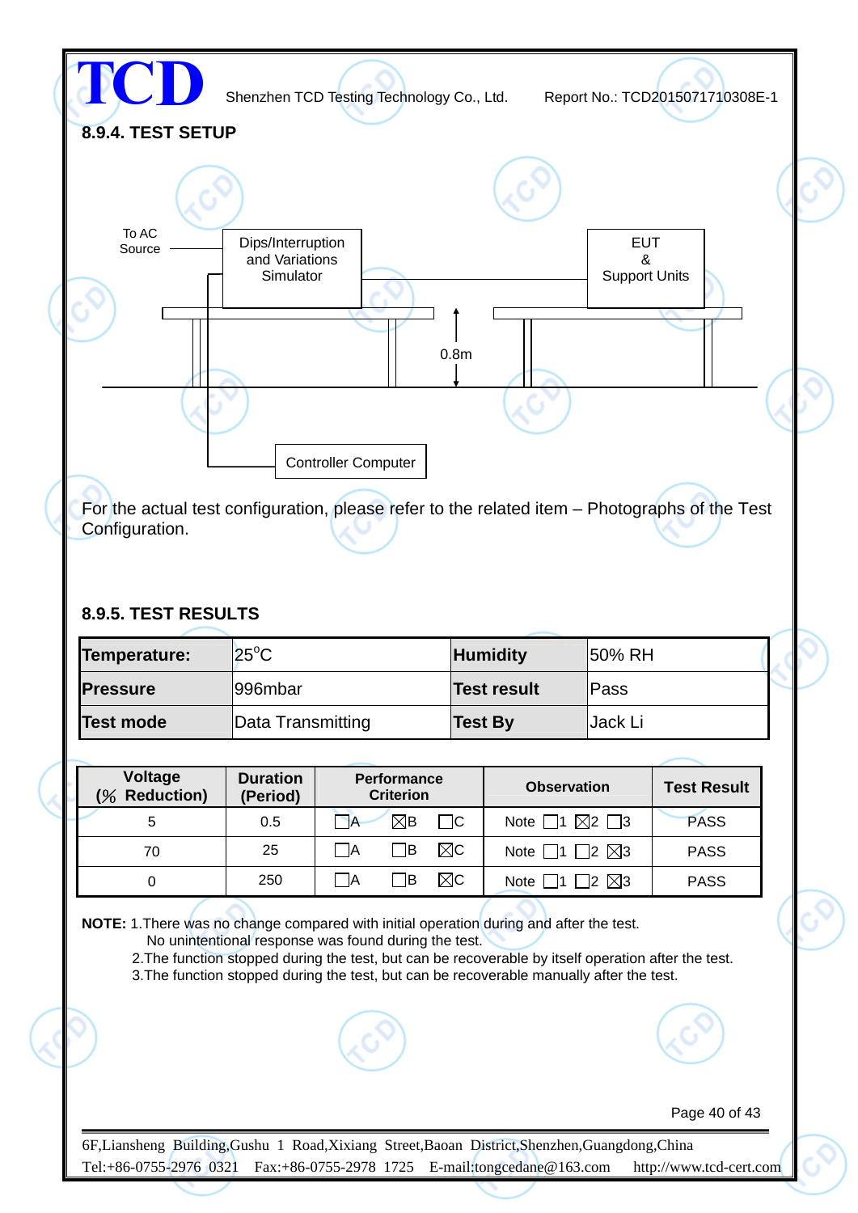## 8.9.4. TEST SETUP

To AC Source

Dips/Interruption and Variations Simulator

EUT & Support Units

0.8m

Controller Computer

For the actual test configuration, please refer to the related item – Photographs of the Test Configuration.

## 8.9.5. TEST RESULTS

| **Temperature:** | 25°C | **Humidity** | 50% RH |
|---|---|---|---|
| **Pressure** | 996mbar | **Test result** | Pass |
| **Test mode** | Data Transmitting | **Test By** | Jack Li |

| Voltage (% Reduction) | Duration (Period) | Performance Criterion | Observation | Test Result |
|---|---|---|---|---|
| 5 | 0.5 | ☐A ☒B ☐C | Note ☐1 ☒2 ☐3 | PASS |
| 70 | 25 | ☐A ☐B ☒C | Note ☐1 ☐2 ☒3 | PASS |
| 0 | 250 | ☐A ☐B ☒C | Note ☐1 ☐2 ☒3 | PASS |

**NOTE:** 1.There was no change compared with initial operation during and after the test.
No unintentional response was found during the test.
2.The function stopped during the test, but can be recoverable by itself operation after the test.
3.The function stopped during the test, but can be recoverable manually after the test.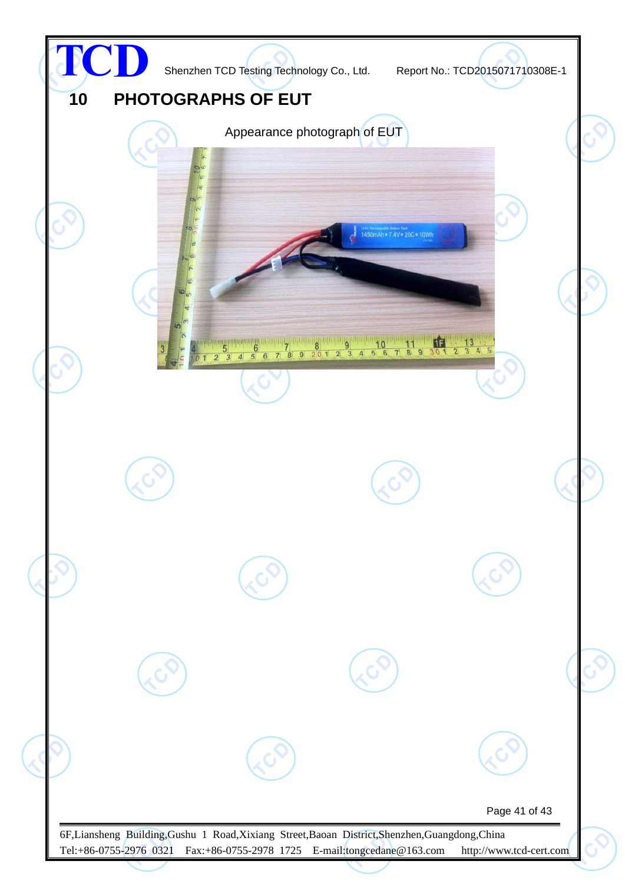## 10 PHOTOGRAPHS OF EUT

Appearance photograph of EUT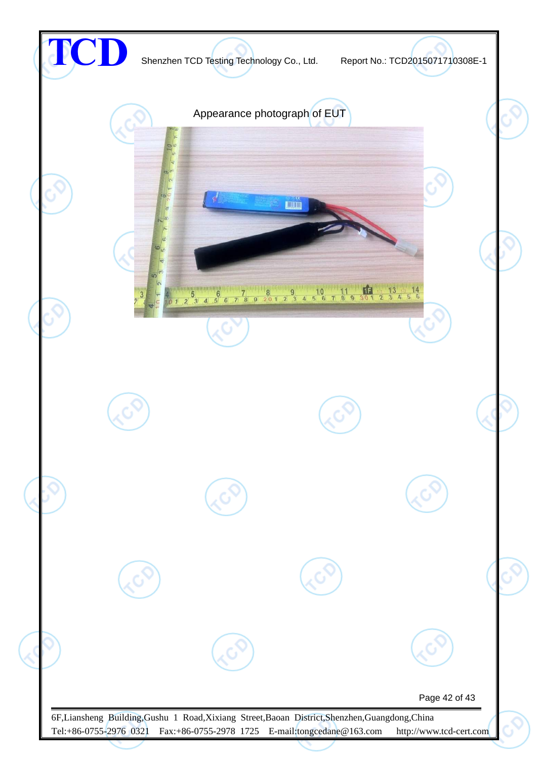Appearance photograph of EUT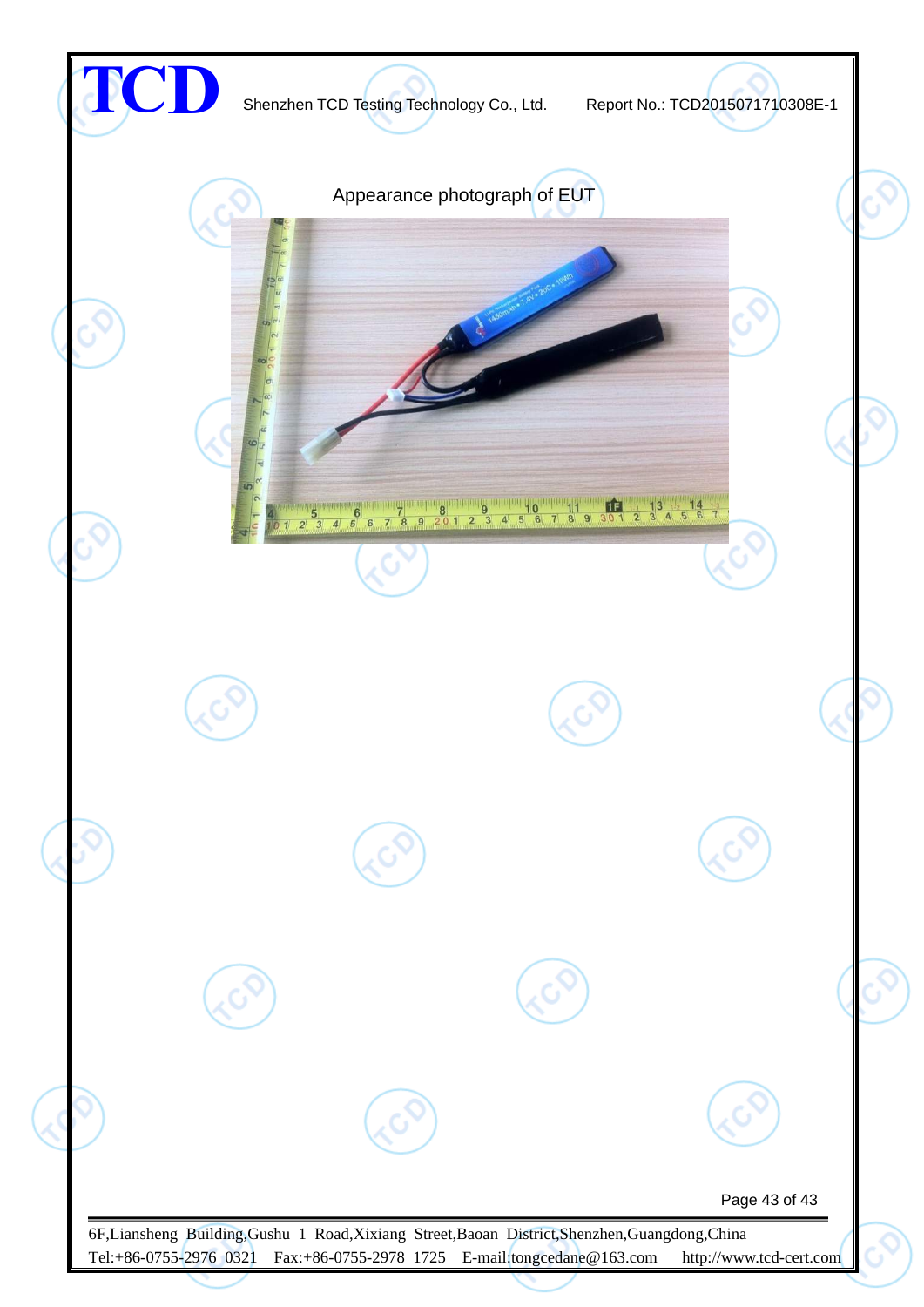Appearance photograph of EUT